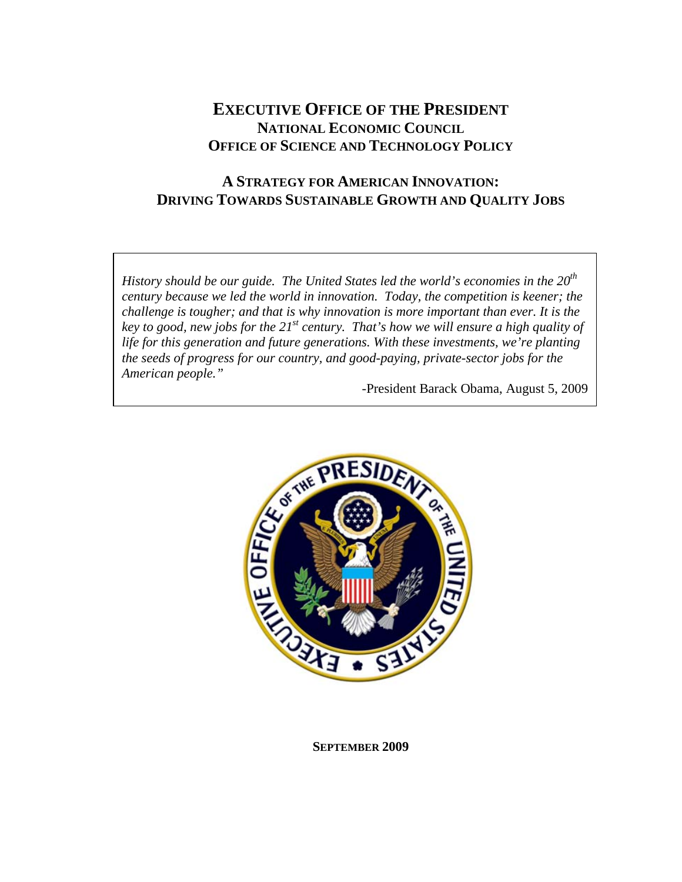# Executive Office of the President

## National Economic Council

## Office of Science and Technology Policy

## A Strategy for American Innovation: Driving Towards Sustainable Growth and Quality Jobs

*History should be our guide. The United States led the world's economies in the 20th century because we led the world in innovation. Today, the competition is keener; the challenge is tougher; and that is why innovation is more important than ever. It is the key to good, new jobs for the 21st century. That's how we will ensure a high quality of life for this generation and future generations. With these investments, we're planting the seeds of progress for our country, and good-paying, private-sector jobs for the American people."*

-President Barack Obama, August 5, 2009

**September 2009**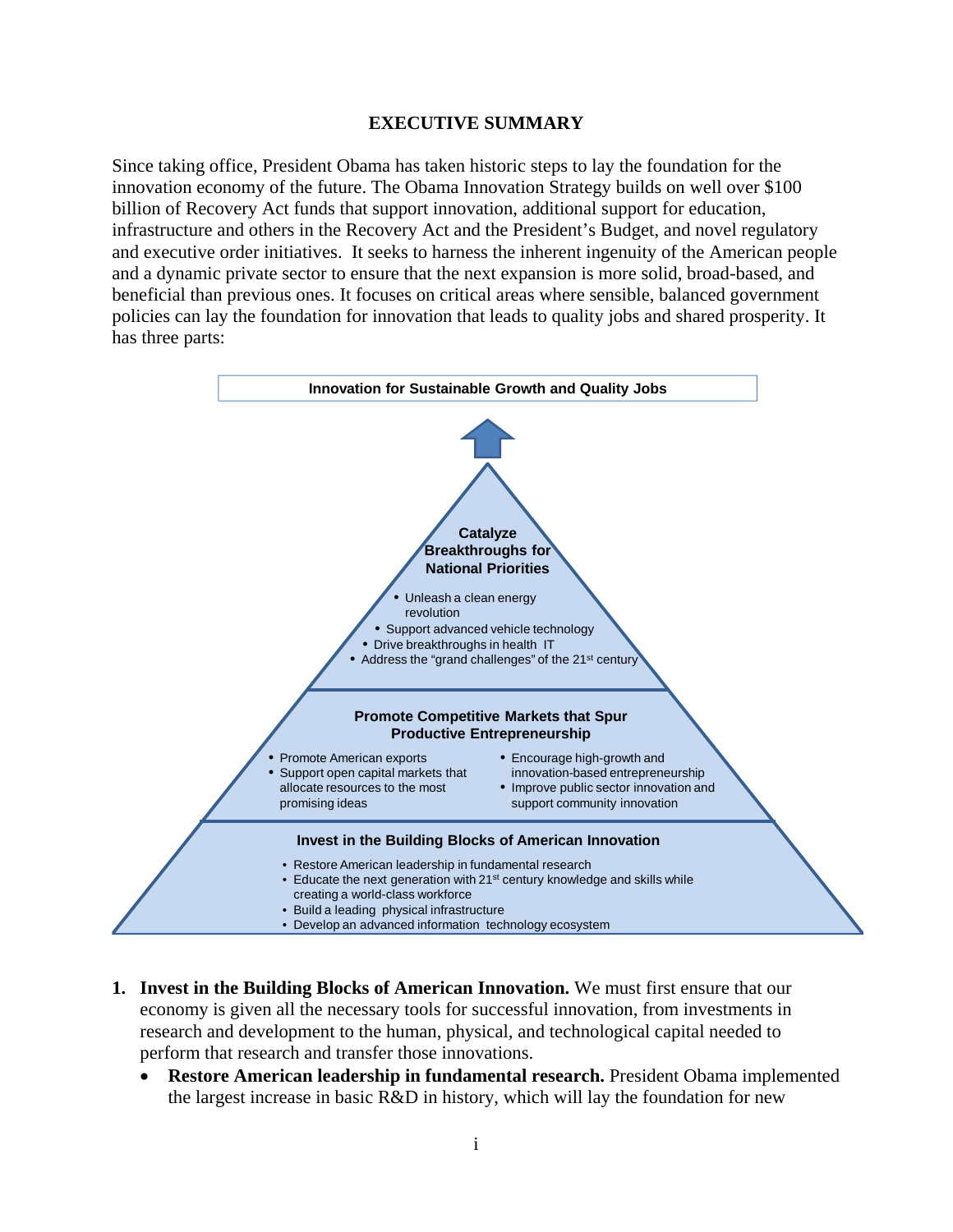# EXECUTIVE SUMMARY

Since taking office, President Obama has taken historic steps to lay the foundation for the innovation economy of the future. The Obama Innovation Strategy builds on well over $100 billion of Recovery Act funds that support innovation, additional support for education, infrastructure and others in the Recovery Act and the President's Budget, and novel regulatory and executive order initiatives. It seeks to harness the inherent ingenuity of the American people and a dynamic private sector to ensure that the next expansion is more solid, broad-based, and beneficial than previous ones. It focuses on critical areas where sensible, balanced government policies can lay the foundation for innovation that leads to quality jobs and shared prosperity. It has three parts:

**Innovation for Sustainable Growth and Quality Jobs**

**Catalyze Breakthroughs for National Priorities**

- Unleash a clean energy revolution
- Support advanced vehicle technology
- Drive breakthroughs in health IT
- Address the "grand challenges" of the 21st century

**Promote Competitive Markets that Spur Productive Entrepreneurship**

- Promote American exports
- Support open capital markets that allocate resources to the most promising ideas
- Encourage high-growth and innovation-based entrepreneurship
- Improve public sector innovation and support community innovation

**Invest in the Building Blocks of American Innovation**

- Restore American leadership in fundamental research
- Educate the next generation with 21st century knowledge and skills while creating a world-class workforce
- Build a leading physical infrastructure
- Develop an advanced information technology ecosystem

1. **Invest in the Building Blocks of American Innovation.** We must first ensure that our economy is given all the necessary tools for successful innovation, from investments in research and development to the human, physical, and technological capital needed to perform that research and transfer those innovations.
   - **Restore American leadership in fundamental research.** President Obama implemented the largest increase in basic R&D in history, which will lay the foundation for new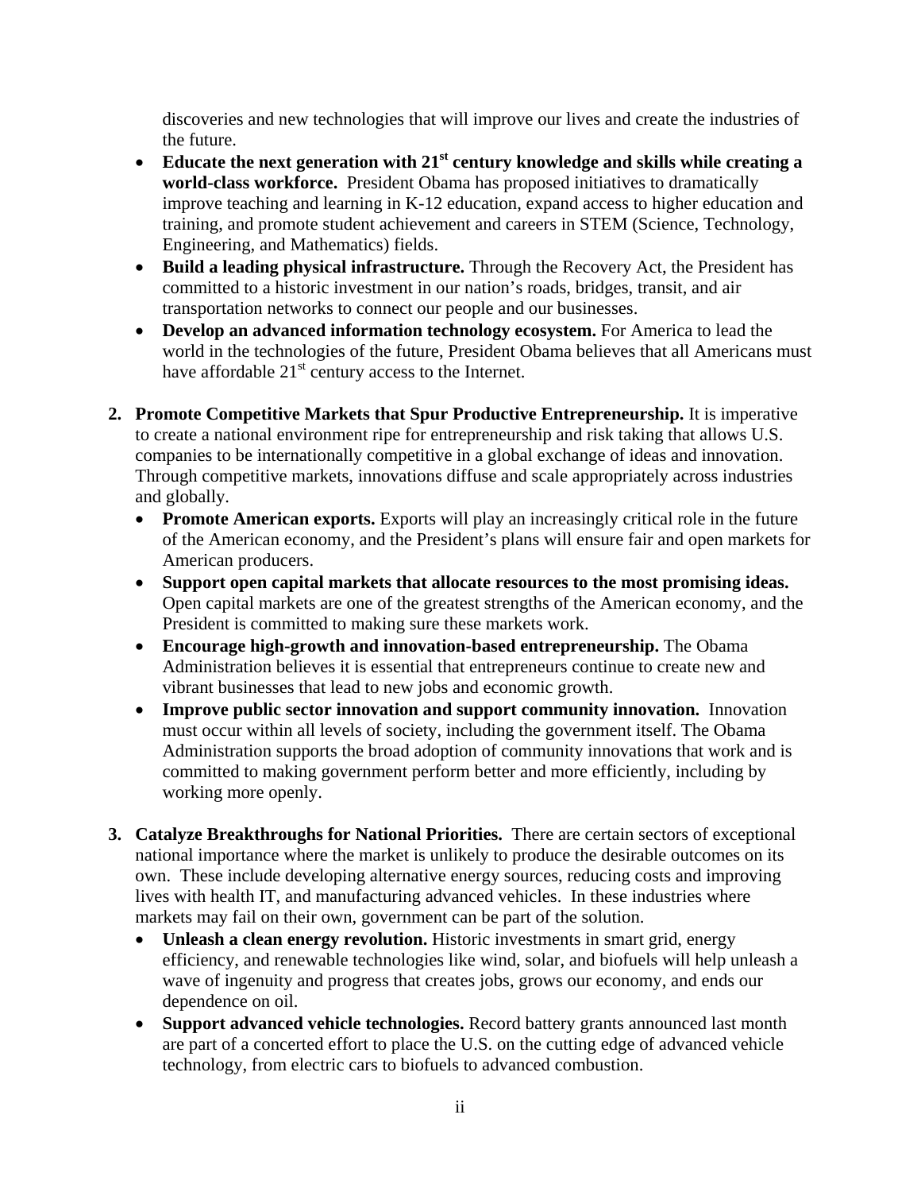discoveries and new technologies that will improve our lives and create the industries of the future.

- **Educate the next generation with 21st century knowledge and skills while creating a world-class workforce.** President Obama has proposed initiatives to dramatically improve teaching and learning in K-12 education, expand access to higher education and training, and promote student achievement and careers in STEM (Science, Technology, Engineering, and Mathematics) fields.
- **Build a leading physical infrastructure.** Through the Recovery Act, the President has committed to a historic investment in our nation's roads, bridges, transit, and air transportation networks to connect our people and our businesses.
- **Develop an advanced information technology ecosystem.** For America to lead the world in the technologies of the future, President Obama believes that all Americans must have affordable 21st century access to the Internet.

2. **Promote Competitive Markets that Spur Productive Entrepreneurship.** It is imperative to create a national environment ripe for entrepreneurship and risk taking that allows U.S. companies to be internationally competitive in a global exchange of ideas and innovation. Through competitive markets, innovations diffuse and scale appropriately across industries and globally.
   - **Promote American exports.** Exports will play an increasingly critical role in the future of the American economy, and the President's plans will ensure fair and open markets for American producers.
   - **Support open capital markets that allocate resources to the most promising ideas.** Open capital markets are one of the greatest strengths of the American economy, and the President is committed to making sure these markets work.
   - **Encourage high-growth and innovation-based entrepreneurship.** The Obama Administration believes it is essential that entrepreneurs continue to create new and vibrant businesses that lead to new jobs and economic growth.
   - **Improve public sector innovation and support community innovation.** Innovation must occur within all levels of society, including the government itself. The Obama Administration supports the broad adoption of community innovations that work and is committed to making government perform better and more efficiently, including by working more openly.

3. **Catalyze Breakthroughs for National Priorities.** There are certain sectors of exceptional national importance where the market is unlikely to produce the desirable outcomes on its own. These include developing alternative energy sources, reducing costs and improving lives with health IT, and manufacturing advanced vehicles. In these industries where markets may fail on their own, government can be part of the solution.
   - **Unleash a clean energy revolution.** Historic investments in smart grid, energy efficiency, and renewable technologies like wind, solar, and biofuels will help unleash a wave of ingenuity and progress that creates jobs, grows our economy, and ends our dependence on oil.
   - **Support advanced vehicle technologies.** Record battery grants announced last month are part of a concerted effort to place the U.S. on the cutting edge of advanced vehicle technology, from electric cars to biofuels to advanced combustion.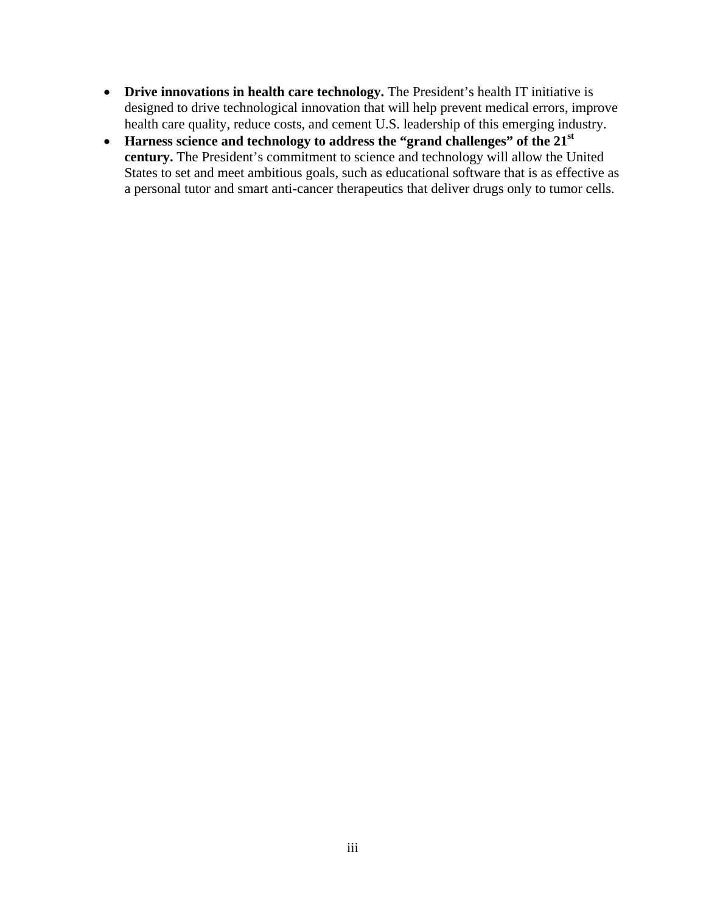- **Drive innovations in health care technology.** The President's health IT initiative is designed to drive technological innovation that will help prevent medical errors, improve health care quality, reduce costs, and cement U.S. leadership of this emerging industry.
- **Harness science and technology to address the "grand challenges" of the 21st century.** The President's commitment to science and technology will allow the United States to set and meet ambitious goals, such as educational software that is as effective as a personal tutor and smart anti-cancer therapeutics that deliver drugs only to tumor cells.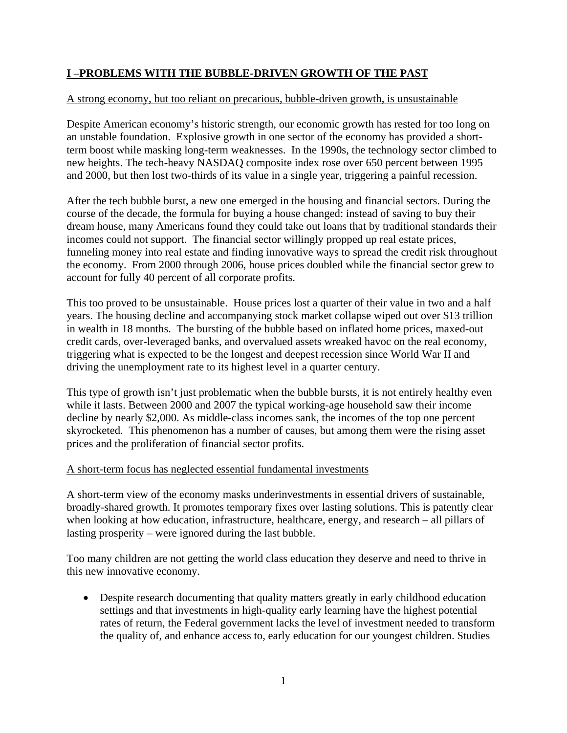## I –PROBLEMS WITH THE BUBBLE-DRIVEN GROWTH OF THE PAST

A strong economy, but too reliant on precarious, bubble-driven growth, is unsustainable

Despite American economy's historic strength, our economic growth has rested for too long on an unstable foundation. Explosive growth in one sector of the economy has provided a short-term boost while masking long-term weaknesses. In the 1990s, the technology sector climbed to new heights. The tech-heavy NASDAQ composite index rose over 650 percent between 1995 and 2000, but then lost two-thirds of its value in a single year, triggering a painful recession.

After the tech bubble burst, a new one emerged in the housing and financial sectors. During the course of the decade, the formula for buying a house changed: instead of saving to buy their dream house, many Americans found they could take out loans that by traditional standards their incomes could not support. The financial sector willingly propped up real estate prices, funneling money into real estate and finding innovative ways to spread the credit risk throughout the economy. From 2000 through 2006, house prices doubled while the financial sector grew to account for fully 40 percent of all corporate profits.

This too proved to be unsustainable. House prices lost a quarter of their value in two and a half years. The housing decline and accompanying stock market collapse wiped out over $13 trillion in wealth in 18 months. The bursting of the bubble based on inflated home prices, maxed-out credit cards, over-leveraged banks, and overvalued assets wreaked havoc on the real economy, triggering what is expected to be the longest and deepest recession since World War II and driving the unemployment rate to its highest level in a quarter century.

This type of growth isn't just problematic when the bubble bursts, it is not entirely healthy even while it lasts. Between 2000 and 2007 the typical working-age household saw their income decline by nearly $2,000. As middle-class incomes sank, the incomes of the top one percent skyrocketed. This phenomenon has a number of causes, but among them were the rising asset prices and the proliferation of financial sector profits.

A short-term focus has neglected essential fundamental investments

A short-term view of the economy masks underinvestments in essential drivers of sustainable, broadly-shared growth. It promotes temporary fixes over lasting solutions. This is patently clear when looking at how education, infrastructure, healthcare, energy, and research – all pillars of lasting prosperity – were ignored during the last bubble.

Too many children are not getting the world class education they deserve and need to thrive in this new innovative economy.

- Despite research documenting that quality matters greatly in early childhood education settings and that investments in high-quality early learning have the highest potential rates of return, the Federal government lacks the level of investment needed to transform the quality of, and enhance access to, early education for our youngest children. Studies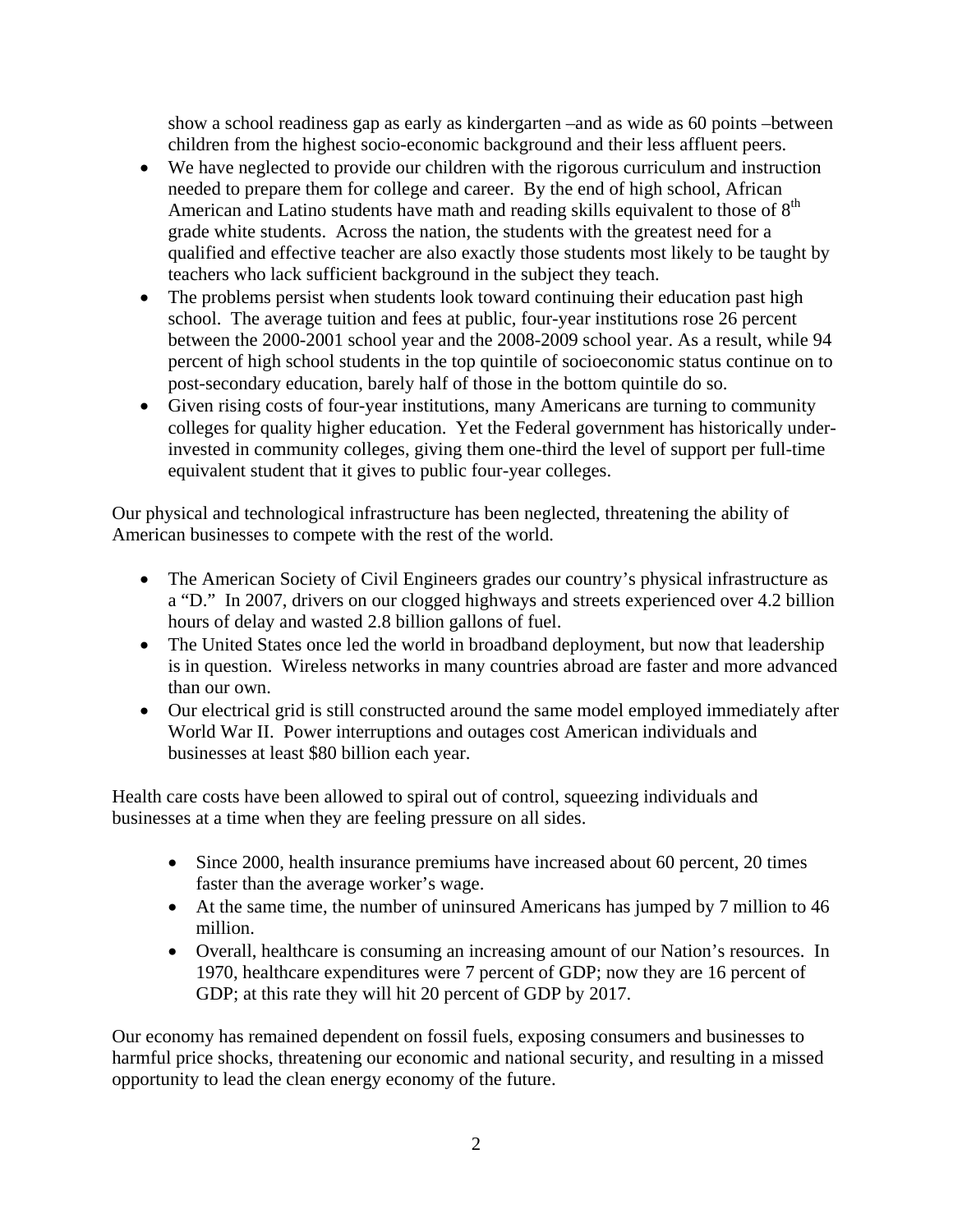show a school readiness gap as early as kindergarten –and as wide as 60 points –between children from the highest socio-economic background and their less affluent peers.

- We have neglected to provide our children with the rigorous curriculum and instruction needed to prepare them for college and career. By the end of high school, African American and Latino students have math and reading skills equivalent to those of 8th grade white students. Across the nation, the students with the greatest need for a qualified and effective teacher are also exactly those students most likely to be taught by teachers who lack sufficient background in the subject they teach.
- The problems persist when students look toward continuing their education past high school. The average tuition and fees at public, four-year institutions rose 26 percent between the 2000-2001 school year and the 2008-2009 school year. As a result, while 94 percent of high school students in the top quintile of socioeconomic status continue on to post-secondary education, barely half of those in the bottom quintile do so.
- Given rising costs of four-year institutions, many Americans are turning to community colleges for quality higher education. Yet the Federal government has historically under-invested in community colleges, giving them one-third the level of support per full-time equivalent student that it gives to public four-year colleges.

Our physical and technological infrastructure has been neglected, threatening the ability of American businesses to compete with the rest of the world.

- The American Society of Civil Engineers grades our country's physical infrastructure as a "D." In 2007, drivers on our clogged highways and streets experienced over 4.2 billion hours of delay and wasted 2.8 billion gallons of fuel.
- The United States once led the world in broadband deployment, but now that leadership is in question. Wireless networks in many countries abroad are faster and more advanced than our own.
- Our electrical grid is still constructed around the same model employed immediately after World War II. Power interruptions and outages cost American individuals and businesses at least $80 billion each year.

Health care costs have been allowed to spiral out of control, squeezing individuals and businesses at a time when they are feeling pressure on all sides.

- Since 2000, health insurance premiums have increased about 60 percent, 20 times faster than the average worker's wage.
- At the same time, the number of uninsured Americans has jumped by 7 million to 46 million.
- Overall, healthcare is consuming an increasing amount of our Nation's resources. In 1970, healthcare expenditures were 7 percent of GDP; now they are 16 percent of GDP; at this rate they will hit 20 percent of GDP by 2017.

Our economy has remained dependent on fossil fuels, exposing consumers and businesses to harmful price shocks, threatening our economic and national security, and resulting in a missed opportunity to lead the clean energy economy of the future.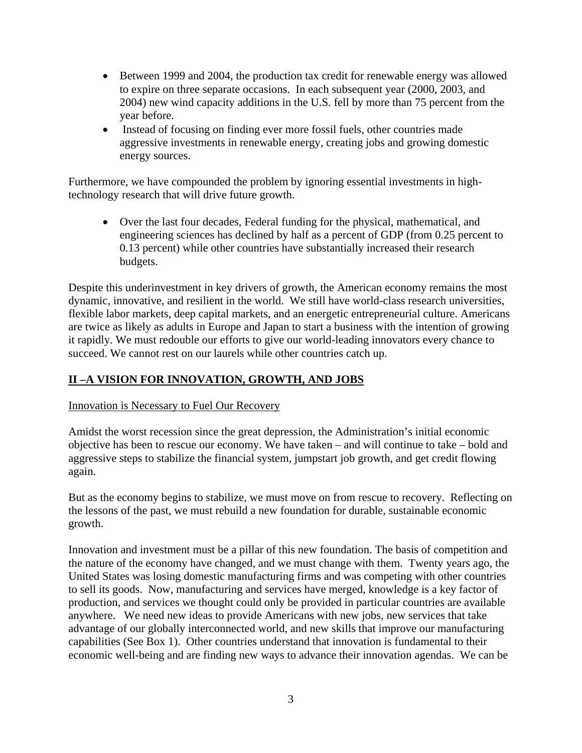- Between 1999 and 2004, the production tax credit for renewable energy was allowed to expire on three separate occasions. In each subsequent year (2000, 2003, and 2004) new wind capacity additions in the U.S. fell by more than 75 percent from the year before.
- Instead of focusing on finding ever more fossil fuels, other countries made aggressive investments in renewable energy, creating jobs and growing domestic energy sources.

Furthermore, we have compounded the problem by ignoring essential investments in high-technology research that will drive future growth.

- Over the last four decades, Federal funding for the physical, mathematical, and engineering sciences has declined by half as a percent of GDP (from 0.25 percent to 0.13 percent) while other countries have substantially increased their research budgets.

Despite this underinvestment in key drivers of growth, the American economy remains the most dynamic, innovative, and resilient in the world. We still have world-class research universities, flexible labor markets, deep capital markets, and an energetic entrepreneurial culture. Americans are twice as likely as adults in Europe and Japan to start a business with the intention of growing it rapidly. We must redouble our efforts to give our world-leading innovators every chance to succeed. We cannot rest on our laurels while other countries catch up.

## II –A VISION FOR INNOVATION, GROWTH, AND JOBS

### Innovation is Necessary to Fuel Our Recovery

Amidst the worst recession since the great depression, the Administration's initial economic objective has been to rescue our economy. We have taken – and will continue to take – bold and aggressive steps to stabilize the financial system, jumpstart job growth, and get credit flowing again.

But as the economy begins to stabilize, we must move on from rescue to recovery. Reflecting on the lessons of the past, we must rebuild a new foundation for durable, sustainable economic growth.

Innovation and investment must be a pillar of this new foundation. The basis of competition and the nature of the economy have changed, and we must change with them. Twenty years ago, the United States was losing domestic manufacturing firms and was competing with other countries to sell its goods. Now, manufacturing and services have merged, knowledge is a key factor of production, and services we thought could only be provided in particular countries are available anywhere. We need new ideas to provide Americans with new jobs, new services that take advantage of our globally interconnected world, and new skills that improve our manufacturing capabilities (See Box 1). Other countries understand that innovation is fundamental to their economic well-being and are finding new ways to advance their innovation agendas. We can be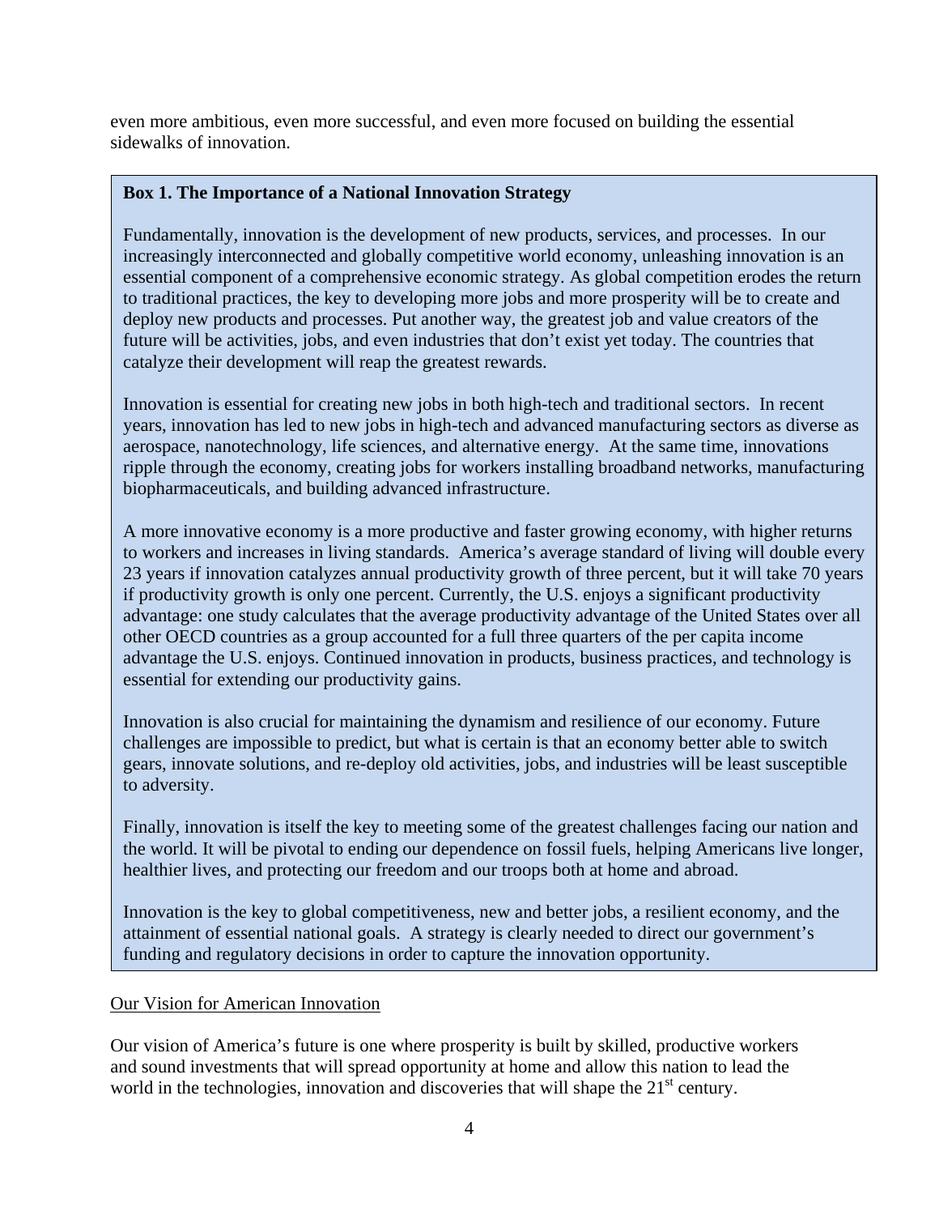even more ambitious, even more successful, and even more focused on building the essential sidewalks of innovation.

**Box 1. The Importance of a National Innovation Strategy**

Fundamentally, innovation is the development of new products, services, and processes. In our increasingly interconnected and globally competitive world economy, unleashing innovation is an essential component of a comprehensive economic strategy. As global competition erodes the return to traditional practices, the key to developing more jobs and more prosperity will be to create and deploy new products and processes. Put another way, the greatest job and value creators of the future will be activities, jobs, and even industries that don't exist yet today. The countries that catalyze their development will reap the greatest rewards.

Innovation is essential for creating new jobs in both high-tech and traditional sectors. In recent years, innovation has led to new jobs in high-tech and advanced manufacturing sectors as diverse as aerospace, nanotechnology, life sciences, and alternative energy. At the same time, innovations ripple through the economy, creating jobs for workers installing broadband networks, manufacturing biopharmaceuticals, and building advanced infrastructure.

A more innovative economy is a more productive and faster growing economy, with higher returns to workers and increases in living standards. America's average standard of living will double every 23 years if innovation catalyzes annual productivity growth of three percent, but it will take 70 years if productivity growth is only one percent. Currently, the U.S. enjoys a significant productivity advantage: one study calculates that the average productivity advantage of the United States over all other OECD countries as a group accounted for a full three quarters of the per capita income advantage the U.S. enjoys. Continued innovation in products, business practices, and technology is essential for extending our productivity gains.

Innovation is also crucial for maintaining the dynamism and resilience of our economy. Future challenges are impossible to predict, but what is certain is that an economy better able to switch gears, innovate solutions, and re-deploy old activities, jobs, and industries will be least susceptible to adversity.

Finally, innovation is itself the key to meeting some of the greatest challenges facing our nation and the world. It will be pivotal to ending our dependence on fossil fuels, helping Americans live longer, healthier lives, and protecting our freedom and our troops both at home and abroad.

Innovation is the key to global competitiveness, new and better jobs, a resilient economy, and the attainment of essential national goals. A strategy is clearly needed to direct our government's funding and regulatory decisions in order to capture the innovation opportunity.

Our Vision for American Innovation

Our vision of America's future is one where prosperity is built by skilled, productive workers and sound investments that will spread opportunity at home and allow this nation to lead the world in the technologies, innovation and discoveries that will shape the 21st century.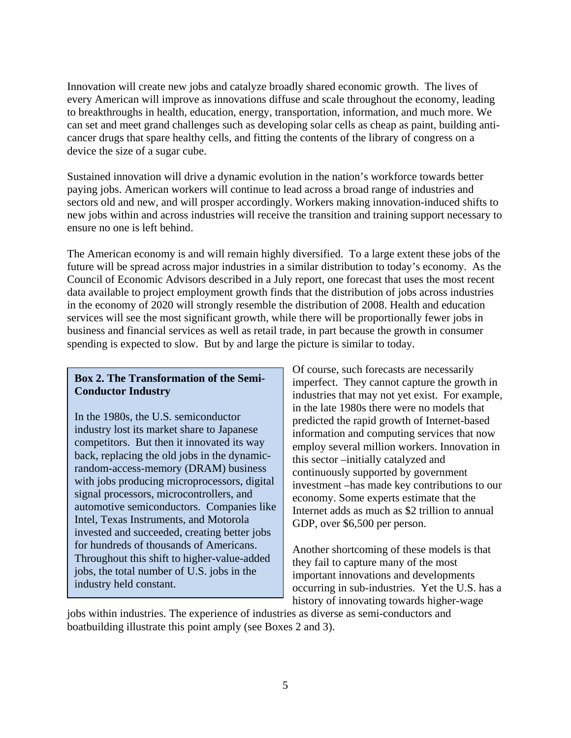Innovation will create new jobs and catalyze broadly shared economic growth. The lives of every American will improve as innovations diffuse and scale throughout the economy, leading to breakthroughs in health, education, energy, transportation, information, and much more. We can set and meet grand challenges such as developing solar cells as cheap as paint, building anti-cancer drugs that spare healthy cells, and fitting the contents of the library of congress on a device the size of a sugar cube.

Sustained innovation will drive a dynamic evolution in the nation's workforce towards better paying jobs. American workers will continue to lead across a broad range of industries and sectors old and new, and will prosper accordingly. Workers making innovation-induced shifts to new jobs within and across industries will receive the transition and training support necessary to ensure no one is left behind.

The American economy is and will remain highly diversified. To a large extent these jobs of the future will be spread across major industries in a similar distribution to today's economy. As the Council of Economic Advisors described in a July report, one forecast that uses the most recent data available to project employment growth finds that the distribution of jobs across industries in the economy of 2020 will strongly resemble the distribution of 2008. Health and education services will see the most significant growth, while there will be proportionally fewer jobs in business and financial services as well as retail trade, in part because the growth in consumer spending is expected to slow. But by and large the picture is similar to today.

Of course, such forecasts are necessarily imperfect. They cannot capture the growth in industries that may not yet exist. For example, in the late 1980s there were no models that predicted the rapid growth of Internet-based information and computing services that now employ several million workers. Innovation in this sector –initially catalyzed and continuously supported by government investment –has made key contributions to our economy. Some experts estimate that the Internet adds as much as $2 trillion to annual GDP, over $6,500 per person.

Another shortcoming of these models is that they fail to capture many of the most important innovations and developments occurring in sub-industries. Yet the U.S. has a history of innovating towards higher-wage jobs within industries. The experience of industries as diverse as semi-conductors and boatbuilding illustrate this point amply (see Boxes 2 and 3).

> **Box 2. The Transformation of the Semi-Conductor Industry**
>
> In the 1980s, the U.S. semiconductor industry lost its market share to Japanese competitors. But then it innovated its way back, replacing the old jobs in the dynamic-random-access-memory (DRAM) business with jobs producing microprocessors, digital signal processors, microcontrollers, and automotive semiconductors. Companies like Intel, Texas Instruments, and Motorola invested and succeeded, creating better jobs for hundreds of thousands of Americans. Throughout this shift to higher-value-added jobs, the total number of U.S. jobs in the industry held constant.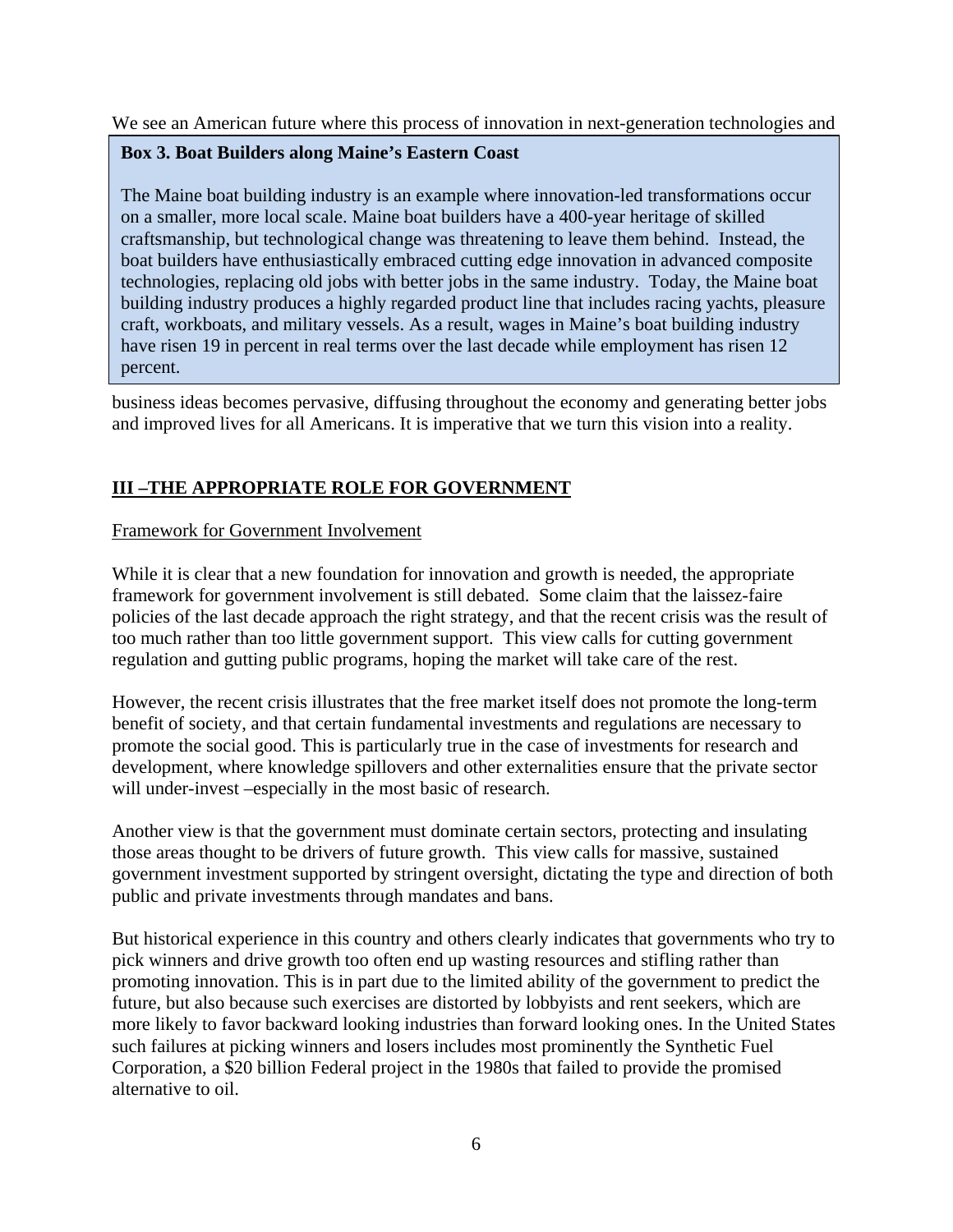We see an American future where this process of innovation in next-generation technologies and business ideas becomes pervasive, diffusing throughout the economy and generating better jobs and improved lives for all Americans. It is imperative that we turn this vision into a reality.

> **Box 3. Boat Builders along Maine's Eastern Coast**
>
> The Maine boat building industry is an example where innovation-led transformations occur on a smaller, more local scale. Maine boat builders have a 400-year heritage of skilled craftsmanship, but technological change was threatening to leave them behind. Instead, the boat builders have enthusiastically embraced cutting edge innovation in advanced composite technologies, replacing old jobs with better jobs in the same industry. Today, the Maine boat building industry produces a highly regarded product line that includes racing yachts, pleasure craft, workboats, and military vessels. As a result, wages in Maine's boat building industry have risen 19 in percent in real terms over the last decade while employment has risen 12 percent.

## III –THE APPROPRIATE ROLE FOR GOVERNMENT

### Framework for Government Involvement

While it is clear that a new foundation for innovation and growth is needed, the appropriate framework for government involvement is still debated. Some claim that the laissez-faire policies of the last decade approach the right strategy, and that the recent crisis was the result of too much rather than too little government support. This view calls for cutting government regulation and gutting public programs, hoping the market will take care of the rest.

However, the recent crisis illustrates that the free market itself does not promote the long-term benefit of society, and that certain fundamental investments and regulations are necessary to promote the social good. This is particularly true in the case of investments for research and development, where knowledge spillovers and other externalities ensure that the private sector will under-invest –especially in the most basic of research.

Another view is that the government must dominate certain sectors, protecting and insulating those areas thought to be drivers of future growth. This view calls for massive, sustained government investment supported by stringent oversight, dictating the type and direction of both public and private investments through mandates and bans.

But historical experience in this country and others clearly indicates that governments who try to pick winners and drive growth too often end up wasting resources and stifling rather than promoting innovation. This is in part due to the limited ability of the government to predict the future, but also because such exercises are distorted by lobbyists and rent seekers, which are more likely to favor backward looking industries than forward looking ones. In the United States such failures at picking winners and losers includes most prominently the Synthetic Fuel Corporation, a $20 billion Federal project in the 1980s that failed to provide the promised alternative to oil.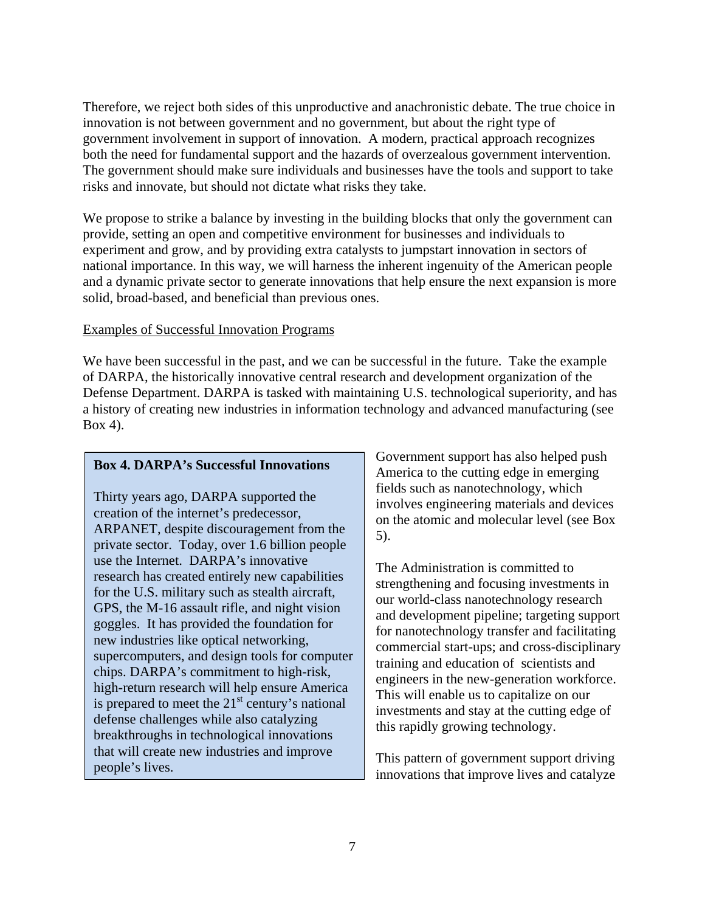Therefore, we reject both sides of this unproductive and anachronistic debate. The true choice in innovation is not between government and no government, but about the right type of government involvement in support of innovation. A modern, practical approach recognizes both the need for fundamental support and the hazards of overzealous government intervention. The government should make sure individuals and businesses have the tools and support to take risks and innovate, but should not dictate what risks they take.

We propose to strike a balance by investing in the building blocks that only the government can provide, setting an open and competitive environment for businesses and individuals to experiment and grow, and by providing extra catalysts to jumpstart innovation in sectors of national importance. In this way, we will harness the inherent ingenuity of the American people and a dynamic private sector to generate innovations that help ensure the next expansion is more solid, broad-based, and beneficial than previous ones.

Examples of Successful Innovation Programs

We have been successful in the past, and we can be successful in the future. Take the example of DARPA, the historically innovative central research and development organization of the Defense Department. DARPA is tasked with maintaining U.S. technological superiority, and has a history of creating new industries in information technology and advanced manufacturing (see Box 4).

> **Box 4. DARPA's Successful Innovations**
>
> Thirty years ago, DARPA supported the creation of the internet's predecessor, ARPANET, despite discouragement from the private sector. Today, over 1.6 billion people use the Internet. DARPA's innovative research has created entirely new capabilities for the U.S. military such as stealth aircraft, GPS, the M-16 assault rifle, and night vision goggles. It has provided the foundation for new industries like optical networking, supercomputers, and design tools for computer chips. DARPA's commitment to high-risk, high-return research will help ensure America is prepared to meet the 21st century's national defense challenges while also catalyzing breakthroughs in technological innovations that will create new industries and improve people's lives.

Government support has also helped push America to the cutting edge in emerging fields such as nanotechnology, which involves engineering materials and devices on the atomic and molecular level (see Box 5).

The Administration is committed to strengthening and focusing investments in our world-class nanotechnology research and development pipeline; targeting support for nanotechnology transfer and facilitating commercial start-ups; and cross-disciplinary training and education of scientists and engineers in the new-generation workforce. This will enable us to capitalize on our investments and stay at the cutting edge of this rapidly growing technology.

This pattern of government support driving innovations that improve lives and catalyze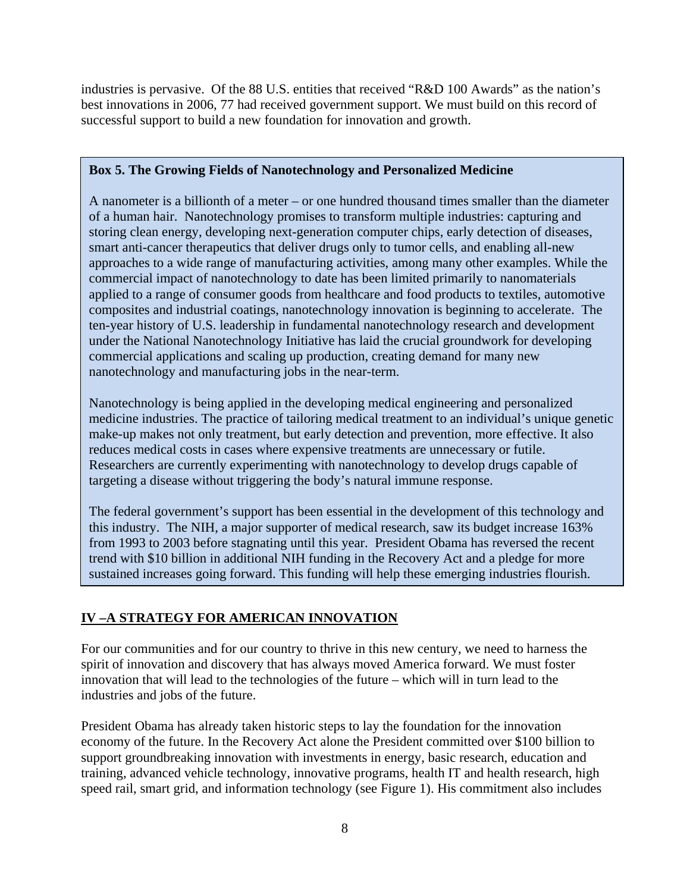industries is pervasive. Of the 88 U.S. entities that received "R&D 100 Awards" as the nation's best innovations in 2006, 77 had received government support. We must build on this record of successful support to build a new foundation for innovation and growth.

> **Box 5. The Growing Fields of Nanotechnology and Personalized Medicine**
>
> A nanometer is a billionth of a meter – or one hundred thousand times smaller than the diameter of a human hair. Nanotechnology promises to transform multiple industries: capturing and storing clean energy, developing next-generation computer chips, early detection of diseases, smart anti-cancer therapeutics that deliver drugs only to tumor cells, and enabling all-new approaches to a wide range of manufacturing activities, among many other examples. While the commercial impact of nanotechnology to date has been limited primarily to nanomaterials applied to a range of consumer goods from healthcare and food products to textiles, automotive composites and industrial coatings, nanotechnology innovation is beginning to accelerate. The ten-year history of U.S. leadership in fundamental nanotechnology research and development under the National Nanotechnology Initiative has laid the crucial groundwork for developing commercial applications and scaling up production, creating demand for many new nanotechnology and manufacturing jobs in the near-term.
>
> Nanotechnology is being applied in the developing medical engineering and personalized medicine industries. The practice of tailoring medical treatment to an individual's unique genetic make-up makes not only treatment, but early detection and prevention, more effective. It also reduces medical costs in cases where expensive treatments are unnecessary or futile. Researchers are currently experimenting with nanotechnology to develop drugs capable of targeting a disease without triggering the body's natural immune response.
>
> The federal government's support has been essential in the development of this technology and this industry. The NIH, a major supporter of medical research, saw its budget increase 163% from 1993 to 2003 before stagnating until this year. President Obama has reversed the recent trend with $10 billion in additional NIH funding in the Recovery Act and a pledge for more sustained increases going forward. This funding will help these emerging industries flourish.

## IV –A STRATEGY FOR AMERICAN INNOVATION

For our communities and for our country to thrive in this new century, we need to harness the spirit of innovation and discovery that has always moved America forward. We must foster innovation that will lead to the technologies of the future – which will in turn lead to the industries and jobs of the future.

President Obama has already taken historic steps to lay the foundation for the innovation economy of the future. In the Recovery Act alone the President committed over $100 billion to support groundbreaking innovation with investments in energy, basic research, education and training, advanced vehicle technology, innovative programs, health IT and health research, high speed rail, smart grid, and information technology (see Figure 1). His commitment also includes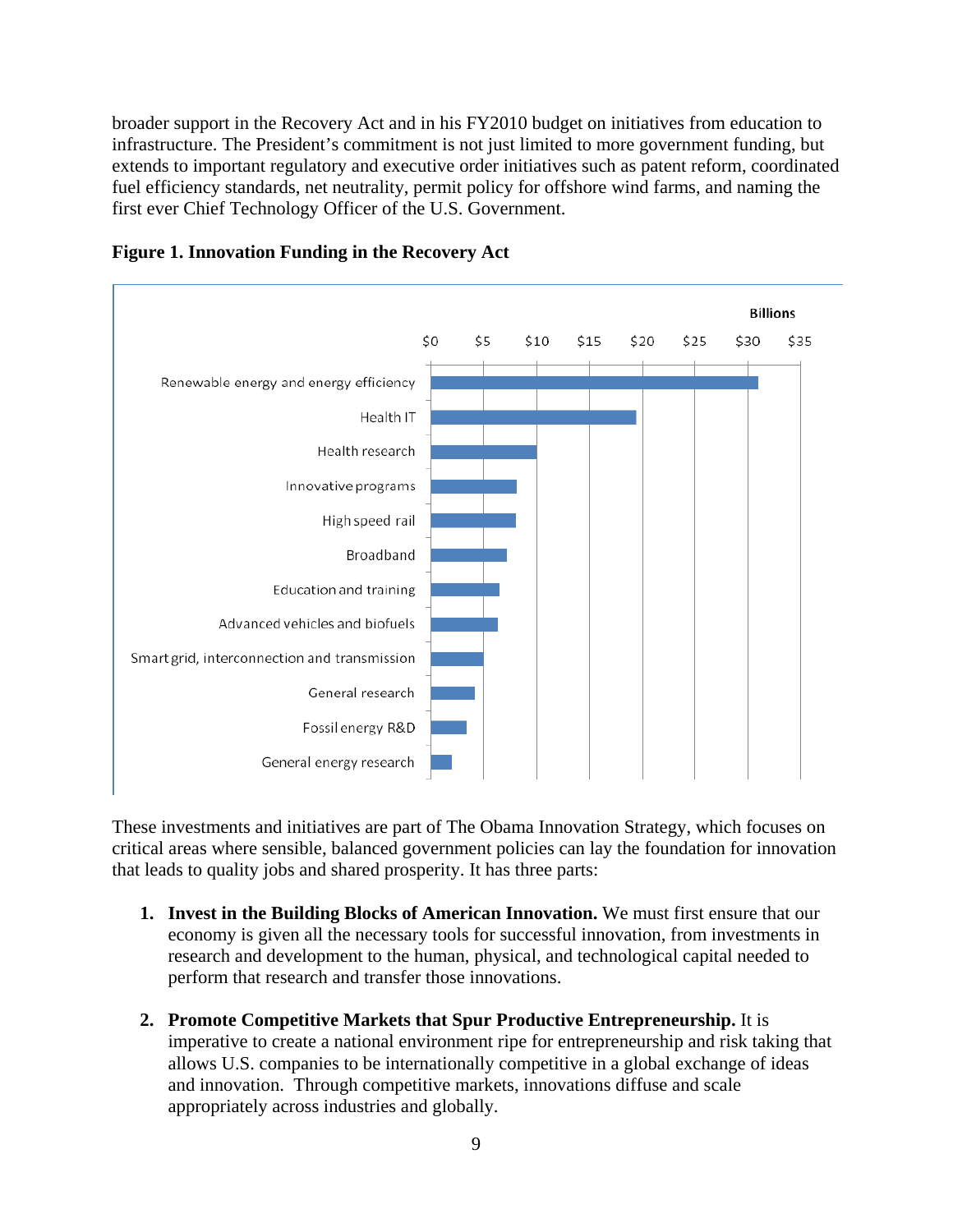broader support in the Recovery Act and in his FY2010 budget on initiatives from education to infrastructure. The President's commitment is not just limited to more government funding, but extends to important regulatory and executive order initiatives such as patent reform, coordinated fuel efficiency standards, net neutrality, permit policy for offshore wind farms, and naming the first ever Chief Technology Officer of the U.S. Government.

**Figure 1. Innovation Funding in the Recovery Act**

These investments and initiatives are part of The Obama Innovation Strategy, which focuses on critical areas where sensible, balanced government policies can lay the foundation for innovation that leads to quality jobs and shared prosperity. It has three parts:

1. **Invest in the Building Blocks of American Innovation.** We must first ensure that our economy is given all the necessary tools for successful innovation, from investments in research and development to the human, physical, and technological capital needed to perform that research and transfer those innovations.

2. **Promote Competitive Markets that Spur Productive Entrepreneurship.** It is imperative to create a national environment ripe for entrepreneurship and risk taking that allows U.S. companies to be internationally competitive in a global exchange of ideas and innovation. Through competitive markets, innovations diffuse and scale appropriately across industries and globally.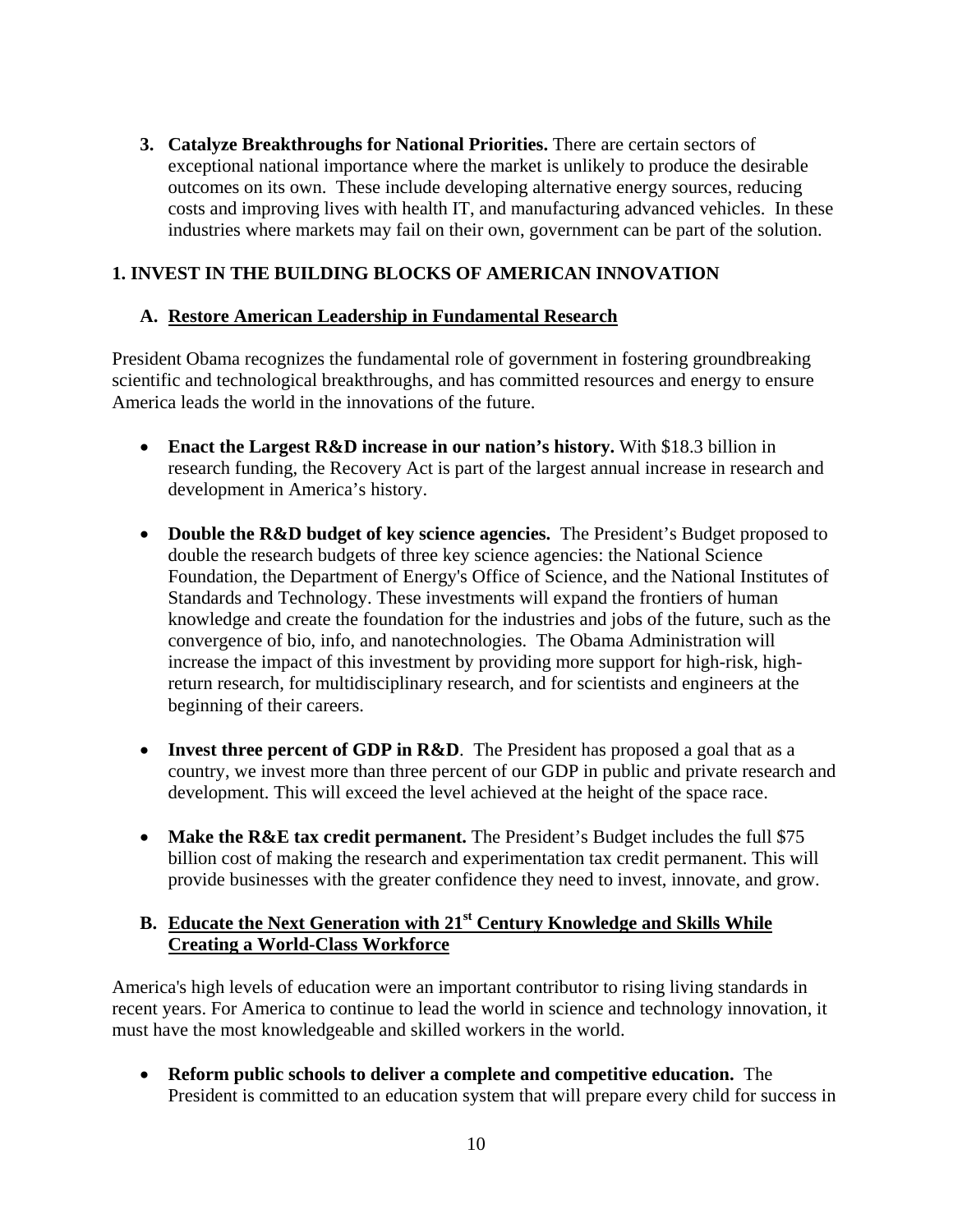3. **Catalyze Breakthroughs for National Priorities.** There are certain sectors of exceptional national importance where the market is unlikely to produce the desirable outcomes on its own. These include developing alternative energy sources, reducing costs and improving lives with health IT, and manufacturing advanced vehicles. In these industries where markets may fail on their own, government can be part of the solution.

## 1. INVEST IN THE BUILDING BLOCKS OF AMERICAN INNOVATION

### A. Restore American Leadership in Fundamental Research

President Obama recognizes the fundamental role of government in fostering groundbreaking scientific and technological breakthroughs, and has committed resources and energy to ensure America leads the world in the innovations of the future.

- **Enact the Largest R&D increase in our nation's history.** With $18.3 billion in research funding, the Recovery Act is part of the largest annual increase in research and development in America's history.

- **Double the R&D budget of key science agencies.** The President's Budget proposed to double the research budgets of three key science agencies: the National Science Foundation, the Department of Energy's Office of Science, and the National Institutes of Standards and Technology. These investments will expand the frontiers of human knowledge and create the foundation for the industries and jobs of the future, such as the convergence of bio, info, and nanotechnologies. The Obama Administration will increase the impact of this investment by providing more support for high-risk, high-return research, for multidisciplinary research, and for scientists and engineers at the beginning of their careers.

- **Invest three percent of GDP in R&D**. The President has proposed a goal that as a country, we invest more than three percent of our GDP in public and private research and development. This will exceed the level achieved at the height of the space race.

- **Make the R&E tax credit permanent.** The President's Budget includes the full $75 billion cost of making the research and experimentation tax credit permanent. This will provide businesses with the greater confidence they need to invest, innovate, and grow.

### B. Educate the Next Generation with 21st Century Knowledge and Skills While Creating a World-Class Workforce

America's high levels of education were an important contributor to rising living standards in recent years. For America to continue to lead the world in science and technology innovation, it must have the most knowledgeable and skilled workers in the world.

- **Reform public schools to deliver a complete and competitive education.** The President is committed to an education system that will prepare every child for success in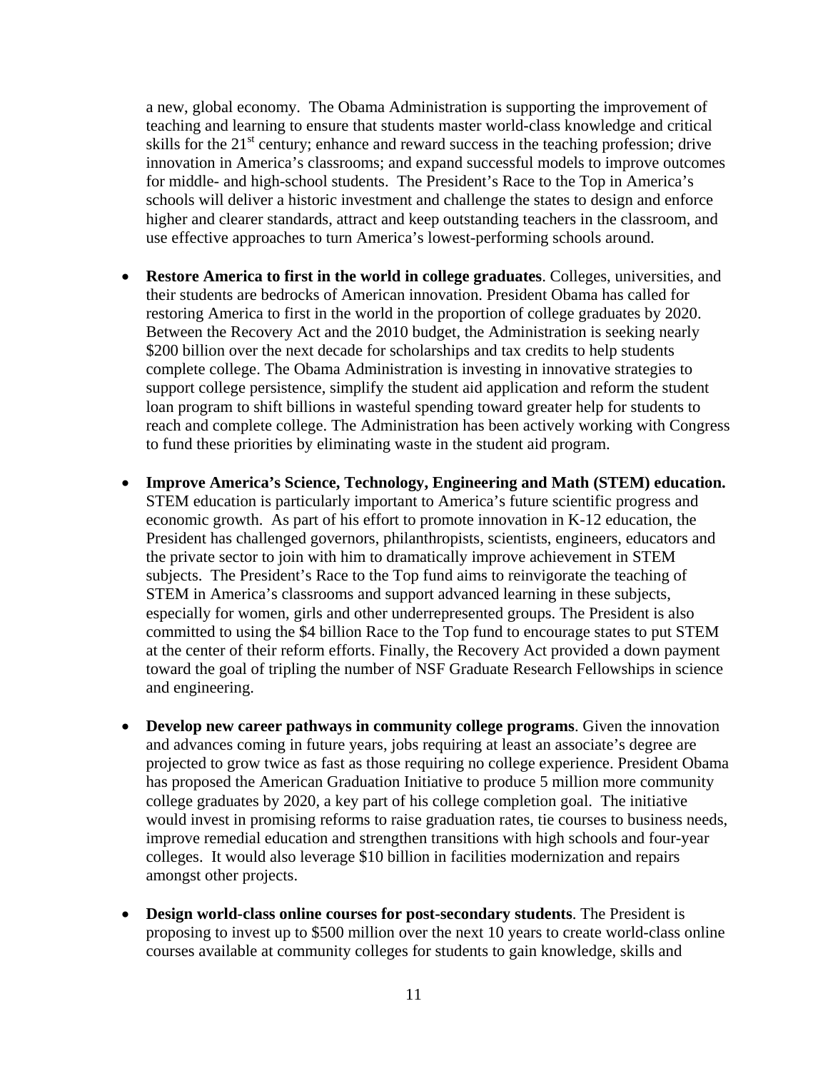a new, global economy. The Obama Administration is supporting the improvement of teaching and learning to ensure that students master world-class knowledge and critical skills for the 21st century; enhance and reward success in the teaching profession; drive innovation in America's classrooms; and expand successful models to improve outcomes for middle- and high-school students. The President's Race to the Top in America's schools will deliver a historic investment and challenge the states to design and enforce higher and clearer standards, attract and keep outstanding teachers in the classroom, and use effective approaches to turn America's lowest-performing schools around.

- **Restore America to first in the world in college graduates**. Colleges, universities, and their students are bedrocks of American innovation. President Obama has called for restoring America to first in the world in the proportion of college graduates by 2020. Between the Recovery Act and the 2010 budget, the Administration is seeking nearly $200 billion over the next decade for scholarships and tax credits to help students complete college. The Obama Administration is investing in innovative strategies to support college persistence, simplify the student aid application and reform the student loan program to shift billions in wasteful spending toward greater help for students to reach and complete college. The Administration has been actively working with Congress to fund these priorities by eliminating waste in the student aid program.

- **Improve America's Science, Technology, Engineering and Math (STEM) education.** STEM education is particularly important to America's future scientific progress and economic growth. As part of his effort to promote innovation in K-12 education, the President has challenged governors, philanthropists, scientists, engineers, educators and the private sector to join with him to dramatically improve achievement in STEM subjects. The President's Race to the Top fund aims to reinvigorate the teaching of STEM in America's classrooms and support advanced learning in these subjects, especially for women, girls and other underrepresented groups. The President is also committed to using the $4 billion Race to the Top fund to encourage states to put STEM at the center of their reform efforts. Finally, the Recovery Act provided a down payment toward the goal of tripling the number of NSF Graduate Research Fellowships in science and engineering.

- **Develop new career pathways in community college programs**. Given the innovation and advances coming in future years, jobs requiring at least an associate's degree are projected to grow twice as fast as those requiring no college experience. President Obama has proposed the American Graduation Initiative to produce 5 million more community college graduates by 2020, a key part of his college completion goal. The initiative would invest in promising reforms to raise graduation rates, tie courses to business needs, improve remedial education and strengthen transitions with high schools and four-year colleges. It would also leverage $10 billion in facilities modernization and repairs amongst other projects.

- **Design world-class online courses for post-secondary students**. The President is proposing to invest up to $500 million over the next 10 years to create world-class online courses available at community colleges for students to gain knowledge, skills and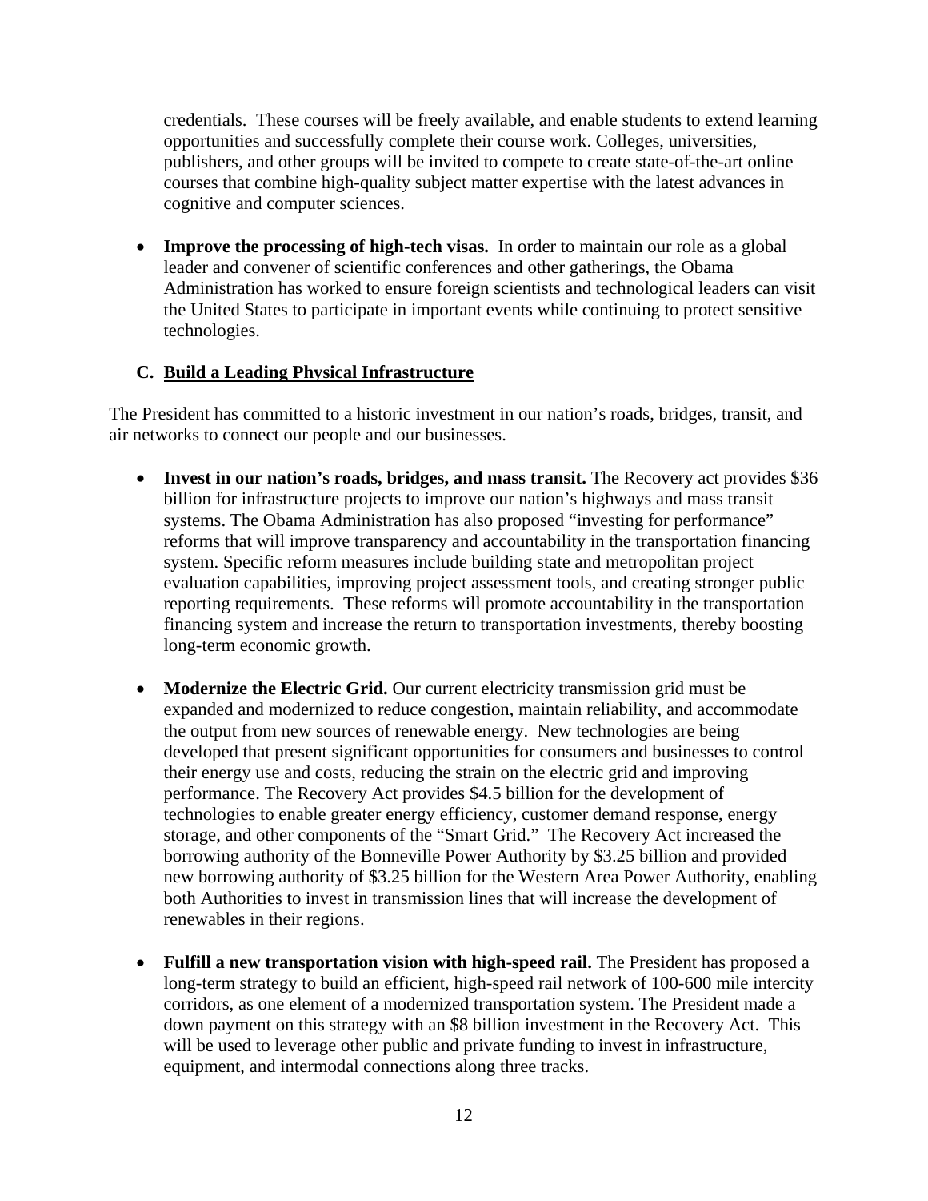credentials. These courses will be freely available, and enable students to extend learning opportunities and successfully complete their course work. Colleges, universities, publishers, and other groups will be invited to compete to create state-of-the-art online courses that combine high-quality subject matter expertise with the latest advances in cognitive and computer sciences.

- **Improve the processing of high-tech visas.** In order to maintain our role as a global leader and convener of scientific conferences and other gatherings, the Obama Administration has worked to ensure foreign scientists and technological leaders can visit the United States to participate in important events while continuing to protect sensitive technologies.

### C. Build a Leading Physical Infrastructure

The President has committed to a historic investment in our nation's roads, bridges, transit, and air networks to connect our people and our businesses.

- **Invest in our nation's roads, bridges, and mass transit.** The Recovery act provides $36 billion for infrastructure projects to improve our nation's highways and mass transit systems. The Obama Administration has also proposed "investing for performance" reforms that will improve transparency and accountability in the transportation financing system. Specific reform measures include building state and metropolitan project evaluation capabilities, improving project assessment tools, and creating stronger public reporting requirements. These reforms will promote accountability in the transportation financing system and increase the return to transportation investments, thereby boosting long-term economic growth.

- **Modernize the Electric Grid.** Our current electricity transmission grid must be expanded and modernized to reduce congestion, maintain reliability, and accommodate the output from new sources of renewable energy. New technologies are being developed that present significant opportunities for consumers and businesses to control their energy use and costs, reducing the strain on the electric grid and improving performance. The Recovery Act provides $4.5 billion for the development of technologies to enable greater energy efficiency, customer demand response, energy storage, and other components of the "Smart Grid." The Recovery Act increased the borrowing authority of the Bonneville Power Authority by $3.25 billion and provided new borrowing authority of $3.25 billion for the Western Area Power Authority, enabling both Authorities to invest in transmission lines that will increase the development of renewables in their regions.

- **Fulfill a new transportation vision with high-speed rail.** The President has proposed a long-term strategy to build an efficient, high-speed rail network of 100-600 mile intercity corridors, as one element of a modernized transportation system. The President made a down payment on this strategy with an $8 billion investment in the Recovery Act. This will be used to leverage other public and private funding to invest in infrastructure, equipment, and intermodal connections along three tracks.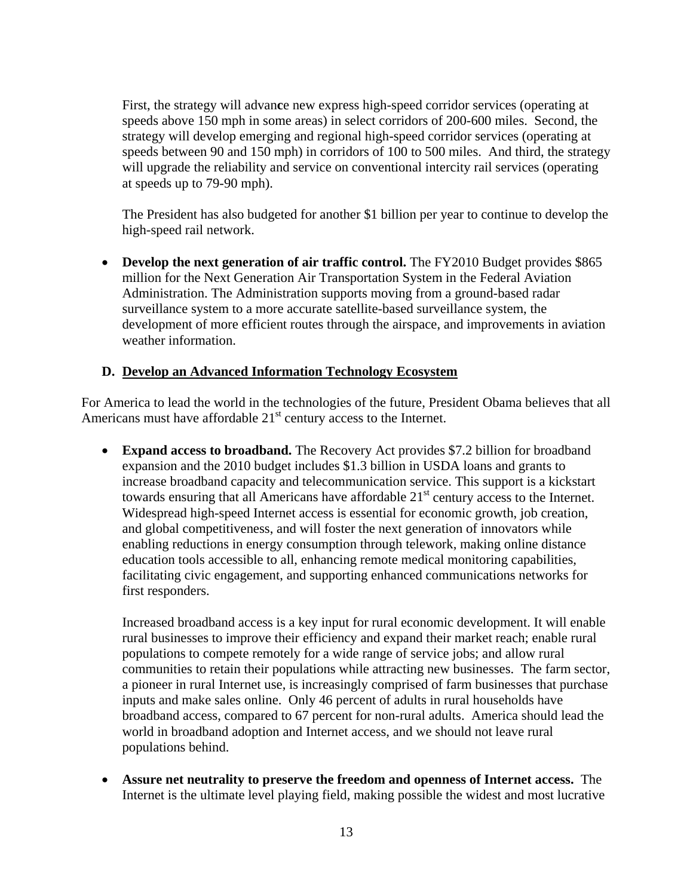First, the strategy will advance new express high-speed corridor services (operating at speeds above 150 mph in some areas) in select corridors of 200-600 miles. Second, the strategy will develop emerging and regional high-speed corridor services (operating at speeds between 90 and 150 mph) in corridors of 100 to 500 miles. And third, the strategy will upgrade the reliability and service on conventional intercity rail services (operating at speeds up to 79-90 mph).

The President has also budgeted for another $1 billion per year to continue to develop the high-speed rail network.

- **Develop the next generation of air traffic control.** The FY2010 Budget provides $865 million for the Next Generation Air Transportation System in the Federal Aviation Administration. The Administration supports moving from a ground-based radar surveillance system to a more accurate satellite-based surveillance system, the development of more efficient routes through the airspace, and improvements in aviation weather information.

### D. Develop an Advanced Information Technology Ecosystem

For America to lead the world in the technologies of the future, President Obama believes that all Americans must have affordable 21st century access to the Internet.

- **Expand access to broadband.** The Recovery Act provides $7.2 billion for broadband expansion and the 2010 budget includes $1.3 billion in USDA loans and grants to increase broadband capacity and telecommunication service. This support is a kickstart towards ensuring that all Americans have affordable 21st century access to the Internet. Widespread high-speed Internet access is essential for economic growth, job creation, and global competitiveness, and will foster the next generation of innovators while enabling reductions in energy consumption through telework, making online distance education tools accessible to all, enhancing remote medical monitoring capabilities, facilitating civic engagement, and supporting enhanced communications networks for first responders.

  Increased broadband access is a key input for rural economic development. It will enable rural businesses to improve their efficiency and expand their market reach; enable rural populations to compete remotely for a wide range of service jobs; and allow rural communities to retain their populations while attracting new businesses. The farm sector, a pioneer in rural Internet use, is increasingly comprised of farm businesses that purchase inputs and make sales online. Only 46 percent of adults in rural households have broadband access, compared to 67 percent for non-rural adults. America should lead the world in broadband adoption and Internet access, and we should not leave rural populations behind.

- **Assure net neutrality to preserve the freedom and openness of Internet access.** The Internet is the ultimate level playing field, making possible the widest and most lucrative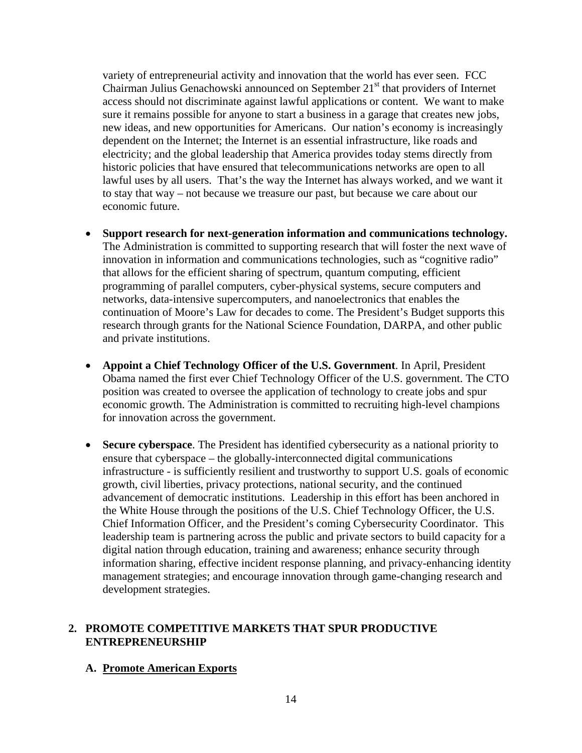variety of entrepreneurial activity and innovation that the world has ever seen. FCC Chairman Julius Genachowski announced on September 21st that providers of Internet access should not discriminate against lawful applications or content. We want to make sure it remains possible for anyone to start a business in a garage that creates new jobs, new ideas, and new opportunities for Americans. Our nation's economy is increasingly dependent on the Internet; the Internet is an essential infrastructure, like roads and electricity; and the global leadership that America provides today stems directly from historic policies that have ensured that telecommunications networks are open to all lawful uses by all users. That's the way the Internet has always worked, and we want it to stay that way – not because we treasure our past, but because we care about our economic future.

- **Support research for next-generation information and communications technology.** The Administration is committed to supporting research that will foster the next wave of innovation in information and communications technologies, such as "cognitive radio" that allows for the efficient sharing of spectrum, quantum computing, efficient programming of parallel computers, cyber-physical systems, secure computers and networks, data-intensive supercomputers, and nanoelectronics that enables the continuation of Moore's Law for decades to come. The President's Budget supports this research through grants for the National Science Foundation, DARPA, and other public and private institutions.

- **Appoint a Chief Technology Officer of the U.S. Government**. In April, President Obama named the first ever Chief Technology Officer of the U.S. government. The CTO position was created to oversee the application of technology to create jobs and spur economic growth. The Administration is committed to recruiting high-level champions for innovation across the government.

- **Secure cyberspace**. The President has identified cybersecurity as a national priority to ensure that cyberspace – the globally-interconnected digital communications infrastructure - is sufficiently resilient and trustworthy to support U.S. goals of economic growth, civil liberties, privacy protections, national security, and the continued advancement of democratic institutions. Leadership in this effort has been anchored in the White House through the positions of the U.S. Chief Technology Officer, the U.S. Chief Information Officer, and the President's coming Cybersecurity Coordinator. This leadership team is partnering across the public and private sectors to build capacity for a digital nation through education, training and awareness; enhance security through information sharing, effective incident response planning, and privacy-enhancing identity management strategies; and encourage innovation through game-changing research and development strategies.

## 2. PROMOTE COMPETITIVE MARKETS THAT SPUR PRODUCTIVE ENTREPRENEURSHIP

### A. Promote American Exports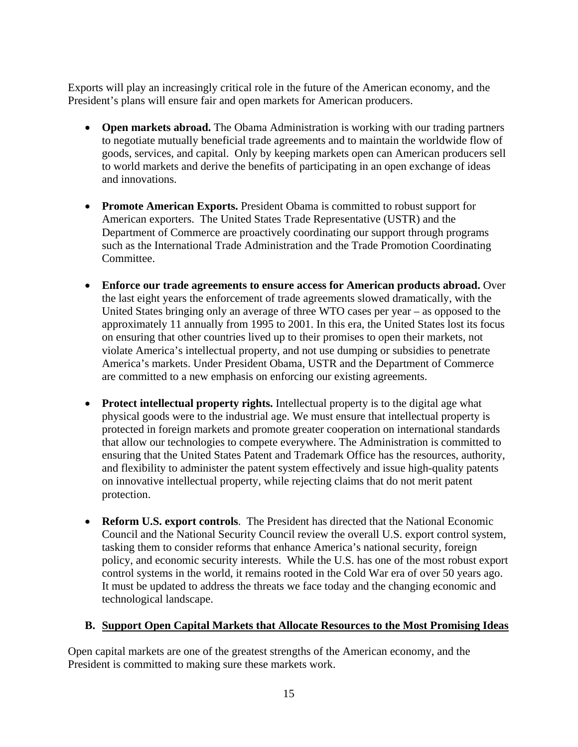Exports will play an increasingly critical role in the future of the American economy, and the President's plans will ensure fair and open markets for American producers.

- **Open markets abroad.** The Obama Administration is working with our trading partners to negotiate mutually beneficial trade agreements and to maintain the worldwide flow of goods, services, and capital. Only by keeping markets open can American producers sell to world markets and derive the benefits of participating in an open exchange of ideas and innovations.

- **Promote American Exports.** President Obama is committed to robust support for American exporters. The United States Trade Representative (USTR) and the Department of Commerce are proactively coordinating our support through programs such as the International Trade Administration and the Trade Promotion Coordinating Committee.

- **Enforce our trade agreements to ensure access for American products abroad.** Over the last eight years the enforcement of trade agreements slowed dramatically, with the United States bringing only an average of three WTO cases per year – as opposed to the approximately 11 annually from 1995 to 2001. In this era, the United States lost its focus on ensuring that other countries lived up to their promises to open their markets, not violate America's intellectual property, and not use dumping or subsidies to penetrate America's markets. Under President Obama, USTR and the Department of Commerce are committed to a new emphasis on enforcing our existing agreements.

- **Protect intellectual property rights.** Intellectual property is to the digital age what physical goods were to the industrial age. We must ensure that intellectual property is protected in foreign markets and promote greater cooperation on international standards that allow our technologies to compete everywhere. The Administration is committed to ensuring that the United States Patent and Trademark Office has the resources, authority, and flexibility to administer the patent system effectively and issue high-quality patents on innovative intellectual property, while rejecting claims that do not merit patent protection.

- **Reform U.S. export controls**. The President has directed that the National Economic Council and the National Security Council review the overall U.S. export control system, tasking them to consider reforms that enhance America's national security, foreign policy, and economic security interests. While the U.S. has one of the most robust export control systems in the world, it remains rooted in the Cold War era of over 50 years ago. It must be updated to address the threats we face today and the changing economic and technological landscape.

### B. Support Open Capital Markets that Allocate Resources to the Most Promising Ideas

Open capital markets are one of the greatest strengths of the American economy, and the President is committed to making sure these markets work.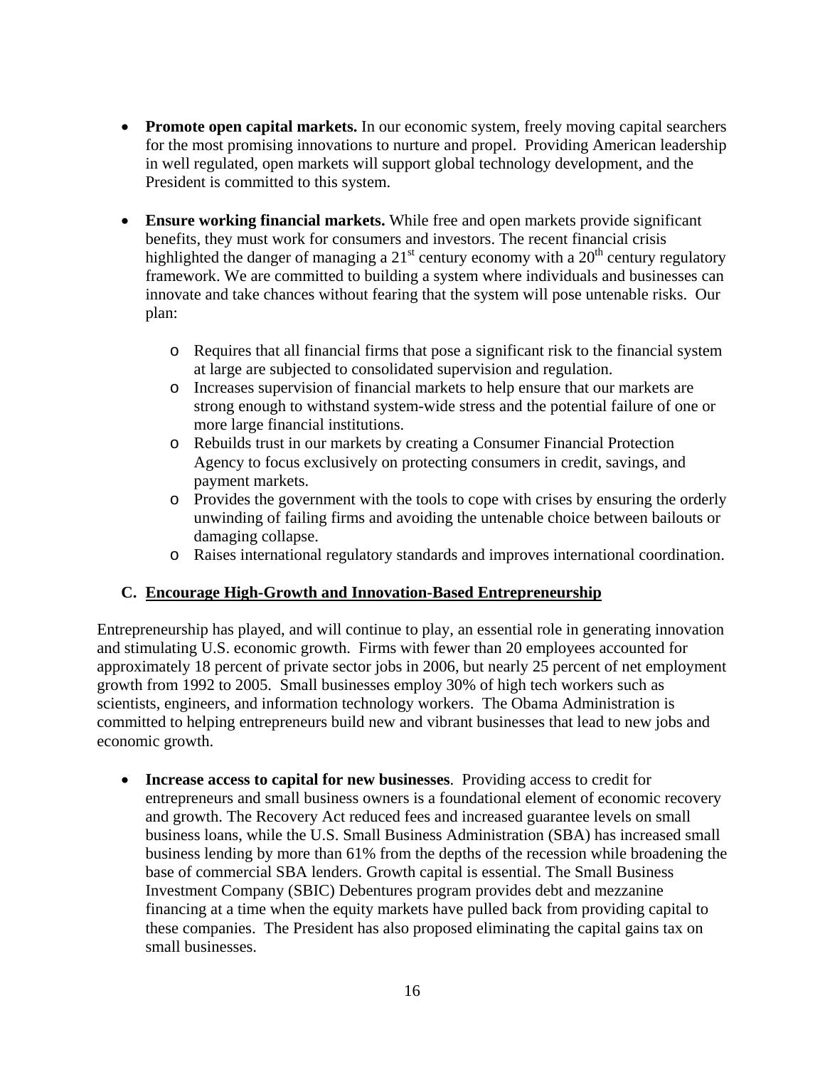- **Promote open capital markets.** In our economic system, freely moving capital searchers for the most promising innovations to nurture and propel. Providing American leadership in well regulated, open markets will support global technology development, and the President is committed to this system.

- **Ensure working financial markets.** While free and open markets provide significant benefits, they must work for consumers and investors. The recent financial crisis highlighted the danger of managing a 21st century economy with a 20th century regulatory framework. We are committed to building a system where individuals and businesses can innovate and take chances without fearing that the system will pose untenable risks. Our plan:

  - Requires that all financial firms that pose a significant risk to the financial system at large are subjected to consolidated supervision and regulation.
  - Increases supervision of financial markets to help ensure that our markets are strong enough to withstand system-wide stress and the potential failure of one or more large financial institutions.
  - Rebuilds trust in our markets by creating a Consumer Financial Protection Agency to focus exclusively on protecting consumers in credit, savings, and payment markets.
  - Provides the government with the tools to cope with crises by ensuring the orderly unwinding of failing firms and avoiding the untenable choice between bailouts or damaging collapse.
  - Raises international regulatory standards and improves international coordination.

### C. Encourage High-Growth and Innovation-Based Entrepreneurship

Entrepreneurship has played, and will continue to play, an essential role in generating innovation and stimulating U.S. economic growth. Firms with fewer than 20 employees accounted for approximately 18 percent of private sector jobs in 2006, but nearly 25 percent of net employment growth from 1992 to 2005. Small businesses employ 30% of high tech workers such as scientists, engineers, and information technology workers. The Obama Administration is committed to helping entrepreneurs build new and vibrant businesses that lead to new jobs and economic growth.

- **Increase access to capital for new businesses**. Providing access to credit for entrepreneurs and small business owners is a foundational element of economic recovery and growth. The Recovery Act reduced fees and increased guarantee levels on small business loans, while the U.S. Small Business Administration (SBA) has increased small business lending by more than 61% from the depths of the recession while broadening the base of commercial SBA lenders. Growth capital is essential. The Small Business Investment Company (SBIC) Debentures program provides debt and mezzanine financing at a time when the equity markets have pulled back from providing capital to these companies. The President has also proposed eliminating the capital gains tax on small businesses.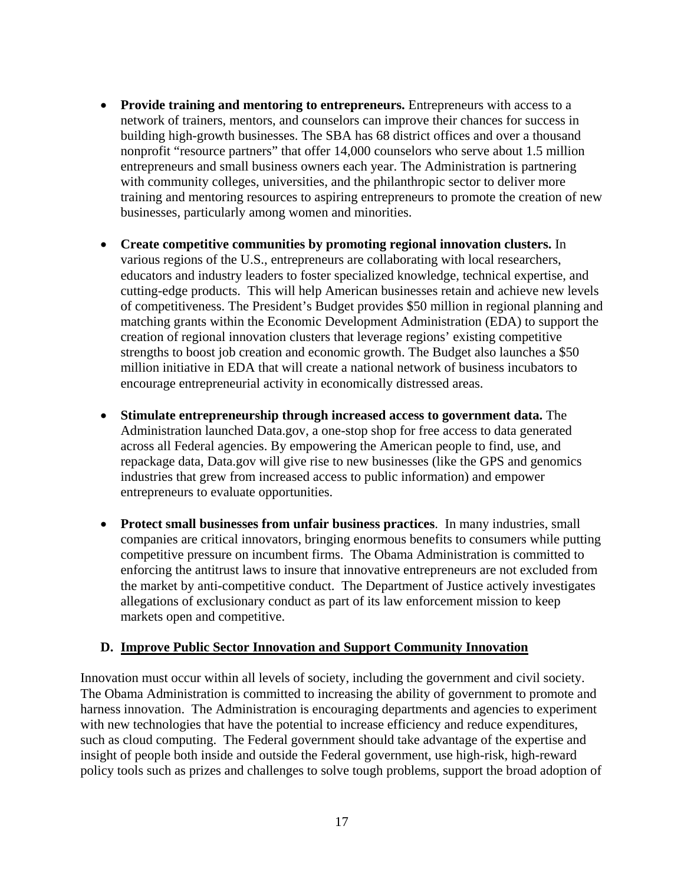- **Provide training and mentoring to entrepreneurs.** Entrepreneurs with access to a network of trainers, mentors, and counselors can improve their chances for success in building high-growth businesses. The SBA has 68 district offices and over a thousand nonprofit "resource partners" that offer 14,000 counselors who serve about 1.5 million entrepreneurs and small business owners each year. The Administration is partnering with community colleges, universities, and the philanthropic sector to deliver more training and mentoring resources to aspiring entrepreneurs to promote the creation of new businesses, particularly among women and minorities.

- **Create competitive communities by promoting regional innovation clusters.** In various regions of the U.S., entrepreneurs are collaborating with local researchers, educators and industry leaders to foster specialized knowledge, technical expertise, and cutting-edge products. This will help American businesses retain and achieve new levels of competitiveness. The President's Budget provides $50 million in regional planning and matching grants within the Economic Development Administration (EDA) to support the creation of regional innovation clusters that leverage regions' existing competitive strengths to boost job creation and economic growth. The Budget also launches a $50 million initiative in EDA that will create a national network of business incubators to encourage entrepreneurial activity in economically distressed areas.

- **Stimulate entrepreneurship through increased access to government data.** The Administration launched Data.gov, a one-stop shop for free access to data generated across all Federal agencies. By empowering the American people to find, use, and repackage data, Data.gov will give rise to new businesses (like the GPS and genomics industries that grew from increased access to public information) and empower entrepreneurs to evaluate opportunities.

- **Protect small businesses from unfair business practices**. In many industries, small companies are critical innovators, bringing enormous benefits to consumers while putting competitive pressure on incumbent firms. The Obama Administration is committed to enforcing the antitrust laws to insure that innovative entrepreneurs are not excluded from the market by anti-competitive conduct. The Department of Justice actively investigates allegations of exclusionary conduct as part of its law enforcement mission to keep markets open and competitive.

## D. Improve Public Sector Innovation and Support Community Innovation

Innovation must occur within all levels of society, including the government and civil society. The Obama Administration is committed to increasing the ability of government to promote and harness innovation. The Administration is encouraging departments and agencies to experiment with new technologies that have the potential to increase efficiency and reduce expenditures, such as cloud computing. The Federal government should take advantage of the expertise and insight of people both inside and outside the Federal government, use high-risk, high-reward policy tools such as prizes and challenges to solve tough problems, support the broad adoption of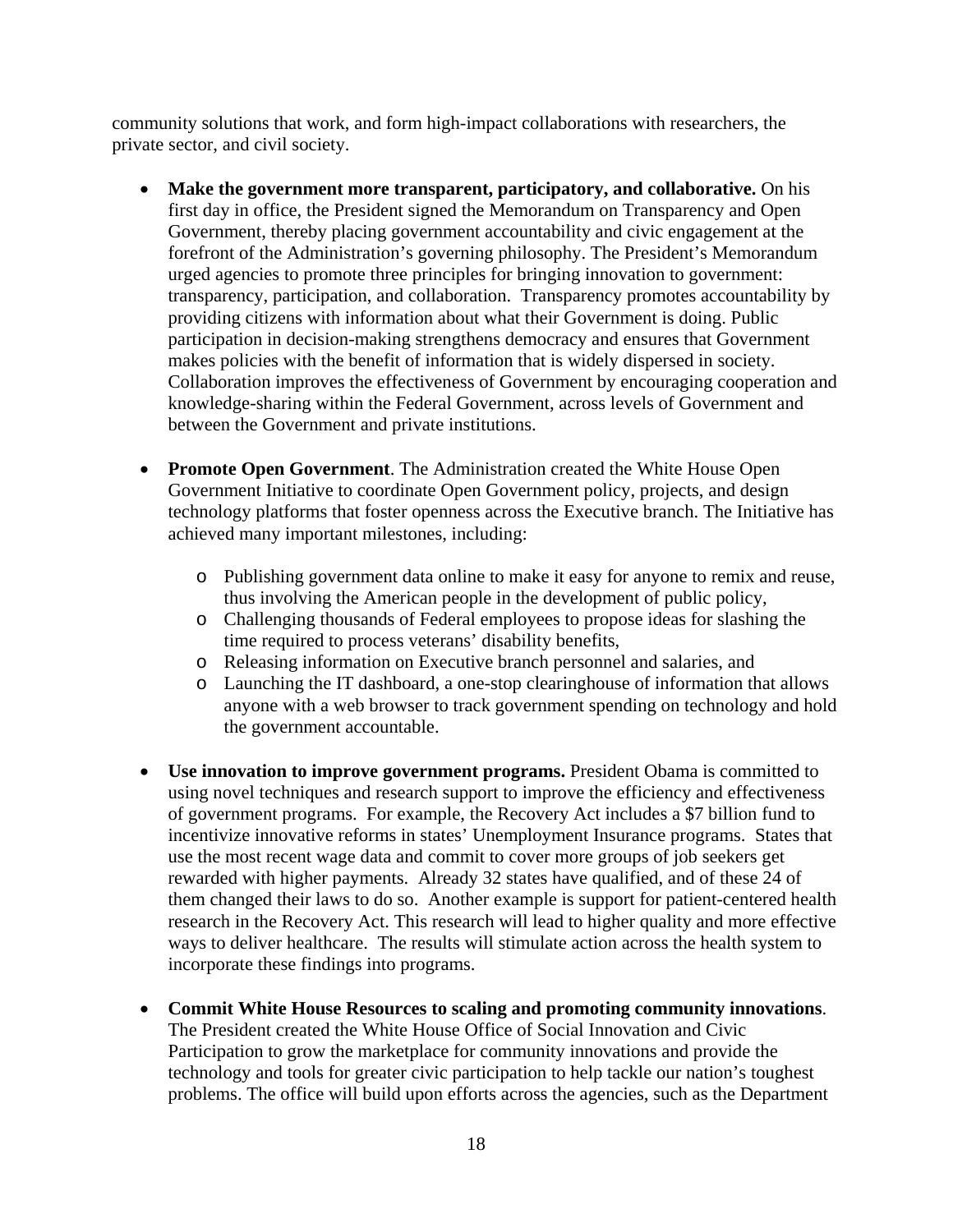community solutions that work, and form high-impact collaborations with researchers, the private sector, and civil society.

- **Make the government more transparent, participatory, and collaborative.** On his first day in office, the President signed the Memorandum on Transparency and Open Government, thereby placing government accountability and civic engagement at the forefront of the Administration's governing philosophy. The President's Memorandum urged agencies to promote three principles for bringing innovation to government: transparency, participation, and collaboration. Transparency promotes accountability by providing citizens with information about what their Government is doing. Public participation in decision-making strengthens democracy and ensures that Government makes policies with the benefit of information that is widely dispersed in society. Collaboration improves the effectiveness of Government by encouraging cooperation and knowledge-sharing within the Federal Government, across levels of Government and between the Government and private institutions.

- **Promote Open Government**. The Administration created the White House Open Government Initiative to coordinate Open Government policy, projects, and design technology platforms that foster openness across the Executive branch. The Initiative has achieved many important milestones, including:

    - Publishing government data online to make it easy for anyone to remix and reuse, thus involving the American people in the development of public policy,
    - Challenging thousands of Federal employees to propose ideas for slashing the time required to process veterans' disability benefits,
    - Releasing information on Executive branch personnel and salaries, and
    - Launching the IT dashboard, a one-stop clearinghouse of information that allows anyone with a web browser to track government spending on technology and hold the government accountable.

- **Use innovation to improve government programs.** President Obama is committed to using novel techniques and research support to improve the efficiency and effectiveness of government programs. For example, the Recovery Act includes a $7 billion fund to incentivize innovative reforms in states' Unemployment Insurance programs. States that use the most recent wage data and commit to cover more groups of job seekers get rewarded with higher payments. Already 32 states have qualified, and of these 24 of them changed their laws to do so. Another example is support for patient-centered health research in the Recovery Act. This research will lead to higher quality and more effective ways to deliver healthcare. The results will stimulate action across the health system to incorporate these findings into programs.

- **Commit White House Resources to scaling and promoting community innovations**. The President created the White House Office of Social Innovation and Civic Participation to grow the marketplace for community innovations and provide the technology and tools for greater civic participation to help tackle our nation's toughest problems. The office will build upon efforts across the agencies, such as the Department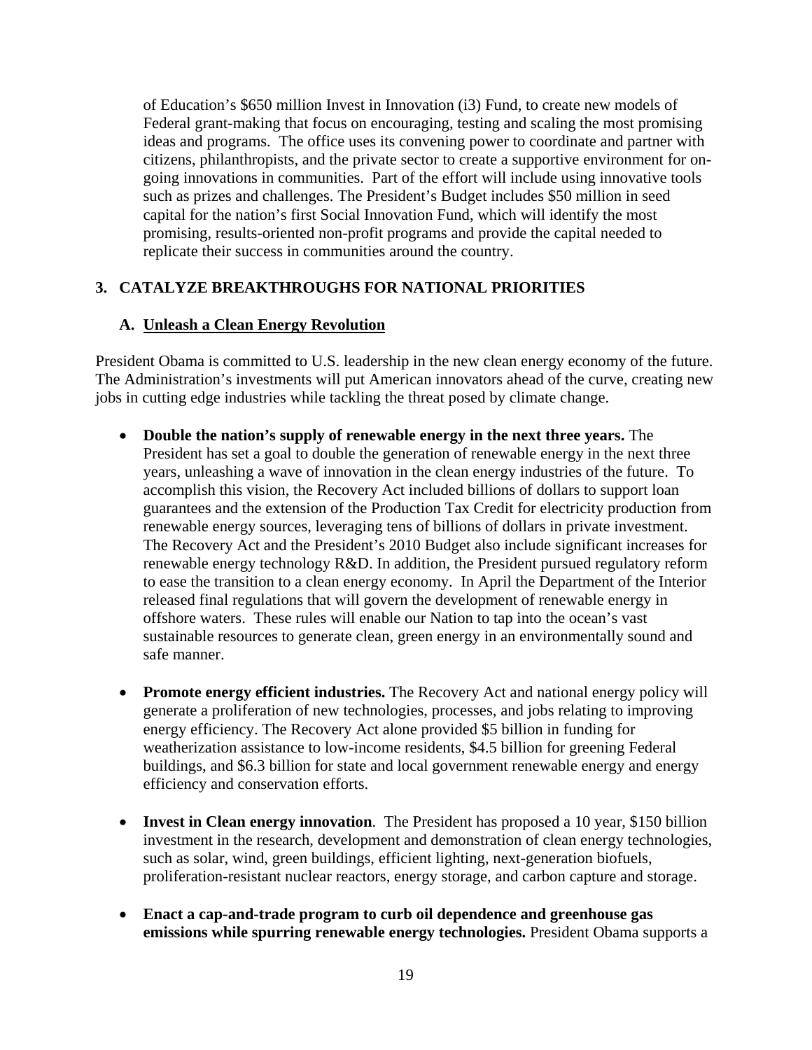of Education's $650 million Invest in Innovation (i3) Fund, to create new models of Federal grant-making that focus on encouraging, testing and scaling the most promising ideas and programs. The office uses its convening power to coordinate and partner with citizens, philanthropists, and the private sector to create a supportive environment for on-going innovations in communities. Part of the effort will include using innovative tools such as prizes and challenges. The President's Budget includes $50 million in seed capital for the nation's first Social Innovation Fund, which will identify the most promising, results-oriented non-profit programs and provide the capital needed to replicate their success in communities around the country.

## 3. CATALYZE BREAKTHROUGHS FOR NATIONAL PRIORITIES

### A. Unleash a Clean Energy Revolution

President Obama is committed to U.S. leadership in the new clean energy economy of the future. The Administration's investments will put American innovators ahead of the curve, creating new jobs in cutting edge industries while tackling the threat posed by climate change.

- **Double the nation's supply of renewable energy in the next three years.** The President has set a goal to double the generation of renewable energy in the next three years, unleashing a wave of innovation in the clean energy industries of the future. To accomplish this vision, the Recovery Act included billions of dollars to support loan guarantees and the extension of the Production Tax Credit for electricity production from renewable energy sources, leveraging tens of billions of dollars in private investment. The Recovery Act and the President's 2010 Budget also include significant increases for renewable energy technology R&D. In addition, the President pursued regulatory reform to ease the transition to a clean energy economy. In April the Department of the Interior released final regulations that will govern the development of renewable energy in offshore waters. These rules will enable our Nation to tap into the ocean's vast sustainable resources to generate clean, green energy in an environmentally sound and safe manner.

- **Promote energy efficient industries.** The Recovery Act and national energy policy will generate a proliferation of new technologies, processes, and jobs relating to improving energy efficiency. The Recovery Act alone provided $5 billion in funding for weatherization assistance to low-income residents, $4.5 billion for greening Federal buildings, and $6.3 billion for state and local government renewable energy and energy efficiency and conservation efforts.

- **Invest in Clean energy innovation**. The President has proposed a 10 year, $150 billion investment in the research, development and demonstration of clean energy technologies, such as solar, wind, green buildings, efficient lighting, next-generation biofuels, proliferation-resistant nuclear reactors, energy storage, and carbon capture and storage.

- **Enact a cap-and-trade program to curb oil dependence and greenhouse gas emissions while spurring renewable energy technologies.** President Obama supports a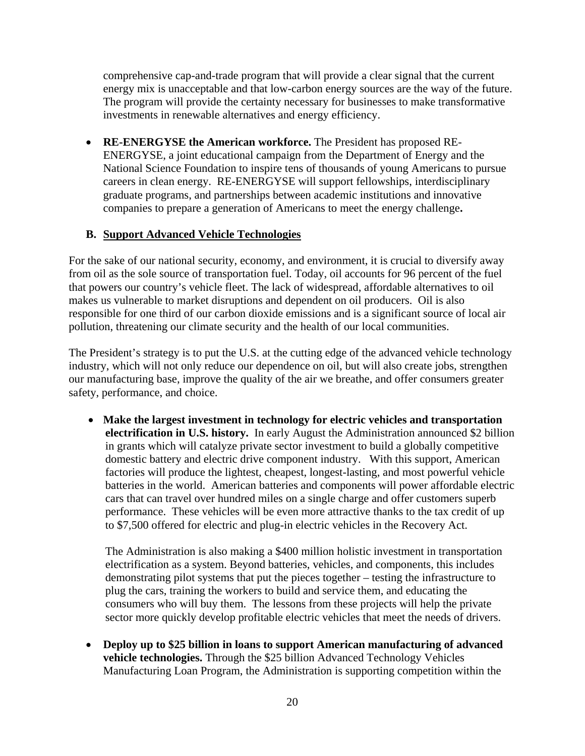comprehensive cap-and-trade program that will provide a clear signal that the current energy mix is unacceptable and that low-carbon energy sources are the way of the future. The program will provide the certainty necessary for businesses to make transformative investments in renewable alternatives and energy efficiency.

- **RE-ENERGYSE the American workforce.** The President has proposed RE-ENERGYSE, a joint educational campaign from the Department of Energy and the National Science Foundation to inspire tens of thousands of young Americans to pursue careers in clean energy. RE-ENERGYSE will support fellowships, interdisciplinary graduate programs, and partnerships between academic institutions and innovative companies to prepare a generation of Americans to meet the energy challenge**.**

### B. Support Advanced Vehicle Technologies

For the sake of our national security, economy, and environment, it is crucial to diversify away from oil as the sole source of transportation fuel. Today, oil accounts for 96 percent of the fuel that powers our country's vehicle fleet. The lack of widespread, affordable alternatives to oil makes us vulnerable to market disruptions and dependent on oil producers. Oil is also responsible for one third of our carbon dioxide emissions and is a significant source of local air pollution, threatening our climate security and the health of our local communities.

The President's strategy is to put the U.S. at the cutting edge of the advanced vehicle technology industry, which will not only reduce our dependence on oil, but will also create jobs, strengthen our manufacturing base, improve the quality of the air we breathe, and offer consumers greater safety, performance, and choice.

- **Make the largest investment in technology for electric vehicles and transportation electrification in U.S. history.** In early August the Administration announced $2 billion in grants which will catalyze private sector investment to build a globally competitive domestic battery and electric drive component industry. With this support, American factories will produce the lightest, cheapest, longest-lasting, and most powerful vehicle batteries in the world. American batteries and components will power affordable electric cars that can travel over hundred miles on a single charge and offer customers superb performance. These vehicles will be even more attractive thanks to the tax credit of up to $7,500 offered for electric and plug-in electric vehicles in the Recovery Act.

  The Administration is also making a $400 million holistic investment in transportation electrification as a system. Beyond batteries, vehicles, and components, this includes demonstrating pilot systems that put the pieces together – testing the infrastructure to plug the cars, training the workers to build and service them, and educating the consumers who will buy them. The lessons from these projects will help the private sector more quickly develop profitable electric vehicles that meet the needs of drivers.

- **Deploy up to $25 billion in loans to support American manufacturing of advanced vehicle technologies.** Through the $25 billion Advanced Technology Vehicles Manufacturing Loan Program, the Administration is supporting competition within the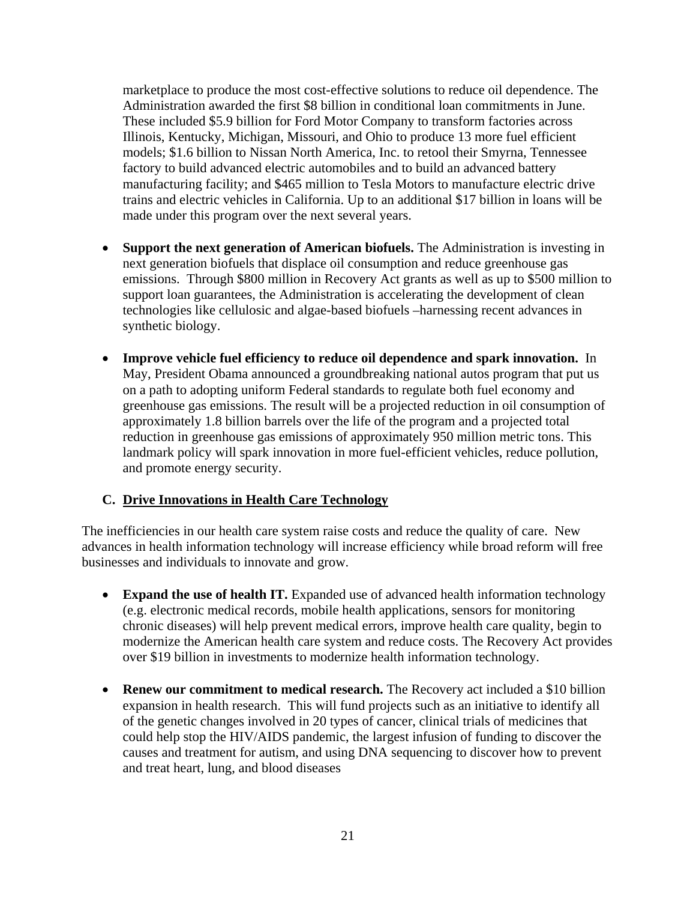marketplace to produce the most cost-effective solutions to reduce oil dependence. The Administration awarded the first $8 billion in conditional loan commitments in June. These included $5.9 billion for Ford Motor Company to transform factories across Illinois, Kentucky, Michigan, Missouri, and Ohio to produce 13 more fuel efficient models; $1.6 billion to Nissan North America, Inc. to retool their Smyrna, Tennessee factory to build advanced electric automobiles and to build an advanced battery manufacturing facility; and $465 million to Tesla Motors to manufacture electric drive trains and electric vehicles in California. Up to an additional $17 billion in loans will be made under this program over the next several years.

- **Support the next generation of American biofuels.** The Administration is investing in next generation biofuels that displace oil consumption and reduce greenhouse gas emissions. Through $800 million in Recovery Act grants as well as up to $500 million to support loan guarantees, the Administration is accelerating the development of clean technologies like cellulosic and algae-based biofuels –harnessing recent advances in synthetic biology.

- **Improve vehicle fuel efficiency to reduce oil dependence and spark innovation.** In May, President Obama announced a groundbreaking national autos program that put us on a path to adopting uniform Federal standards to regulate both fuel economy and greenhouse gas emissions. The result will be a projected reduction in oil consumption of approximately 1.8 billion barrels over the life of the program and a projected total reduction in greenhouse gas emissions of approximately 950 million metric tons. This landmark policy will spark innovation in more fuel-efficient vehicles, reduce pollution, and promote energy security.

### C. Drive Innovations in Health Care Technology

The inefficiencies in our health care system raise costs and reduce the quality of care. New advances in health information technology will increase efficiency while broad reform will free businesses and individuals to innovate and grow.

- **Expand the use of health IT.** Expanded use of advanced health information technology (e.g. electronic medical records, mobile health applications, sensors for monitoring chronic diseases) will help prevent medical errors, improve health care quality, begin to modernize the American health care system and reduce costs. The Recovery Act provides over $19 billion in investments to modernize health information technology.

- **Renew our commitment to medical research.** The Recovery act included a $10 billion expansion in health research. This will fund projects such as an initiative to identify all of the genetic changes involved in 20 types of cancer, clinical trials of medicines that could help stop the HIV/AIDS pandemic, the largest infusion of funding to discover the causes and treatment for autism, and using DNA sequencing to discover how to prevent and treat heart, lung, and blood diseases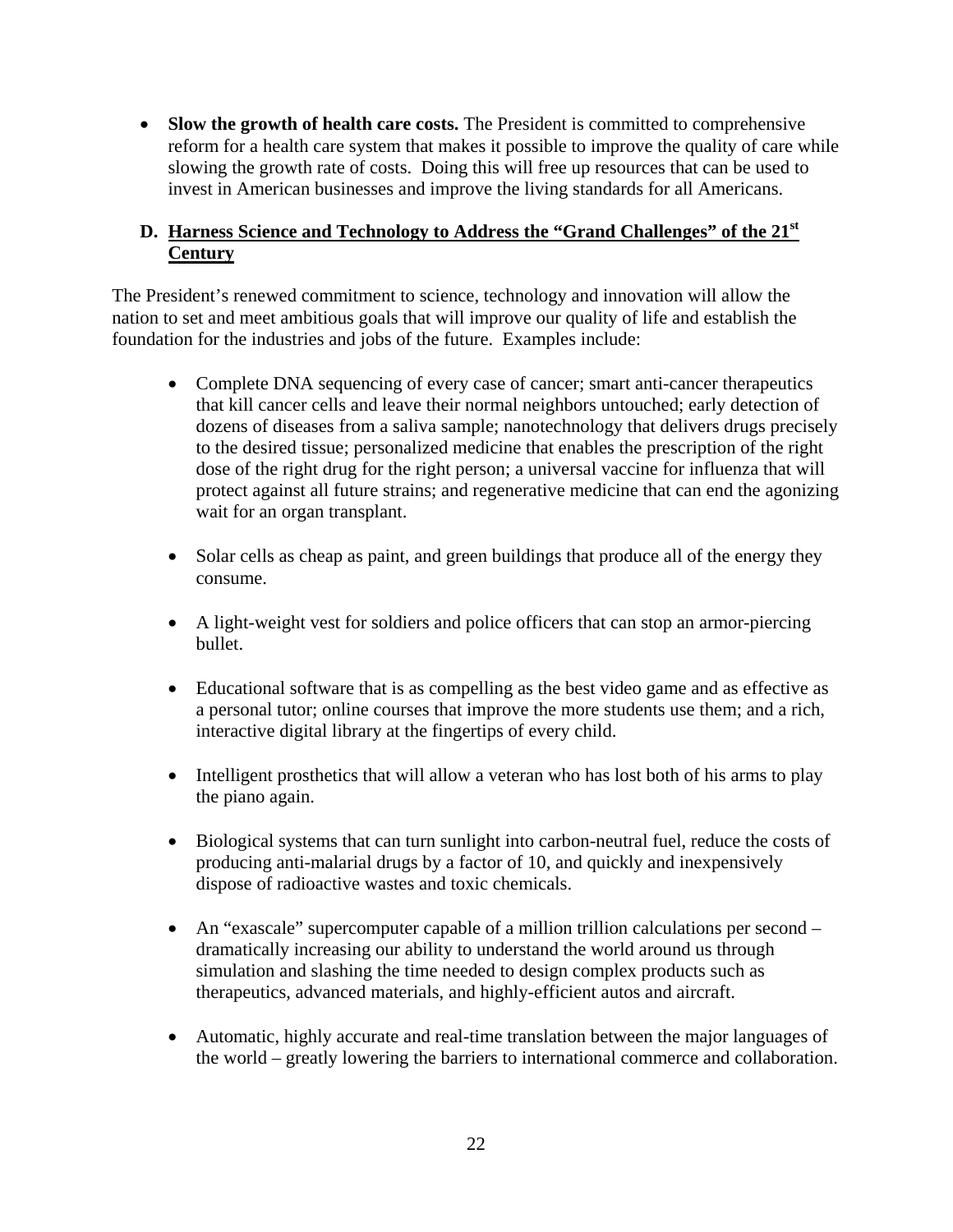- **Slow the growth of health care costs.** The President is committed to comprehensive reform for a health care system that makes it possible to improve the quality of care while slowing the growth rate of costs. Doing this will free up resources that can be used to invest in American businesses and improve the living standards for all Americans.

### D. Harness Science and Technology to Address the "Grand Challenges" of the 21st Century

The President's renewed commitment to science, technology and innovation will allow the nation to set and meet ambitious goals that will improve our quality of life and establish the foundation for the industries and jobs of the future. Examples include:

- Complete DNA sequencing of every case of cancer; smart anti-cancer therapeutics that kill cancer cells and leave their normal neighbors untouched; early detection of dozens of diseases from a saliva sample; nanotechnology that delivers drugs precisely to the desired tissue; personalized medicine that enables the prescription of the right dose of the right drug for the right person; a universal vaccine for influenza that will protect against all future strains; and regenerative medicine that can end the agonizing wait for an organ transplant.

- Solar cells as cheap as paint, and green buildings that produce all of the energy they consume.

- A light-weight vest for soldiers and police officers that can stop an armor-piercing bullet.

- Educational software that is as compelling as the best video game and as effective as a personal tutor; online courses that improve the more students use them; and a rich, interactive digital library at the fingertips of every child.

- Intelligent prosthetics that will allow a veteran who has lost both of his arms to play the piano again.

- Biological systems that can turn sunlight into carbon-neutral fuel, reduce the costs of producing anti-malarial drugs by a factor of 10, and quickly and inexpensively dispose of radioactive wastes and toxic chemicals.

- An "exascale" supercomputer capable of a million trillion calculations per second – dramatically increasing our ability to understand the world around us through simulation and slashing the time needed to design complex products such as therapeutics, advanced materials, and highly-efficient autos and aircraft.

- Automatic, highly accurate and real-time translation between the major languages of the world – greatly lowering the barriers to international commerce and collaboration.